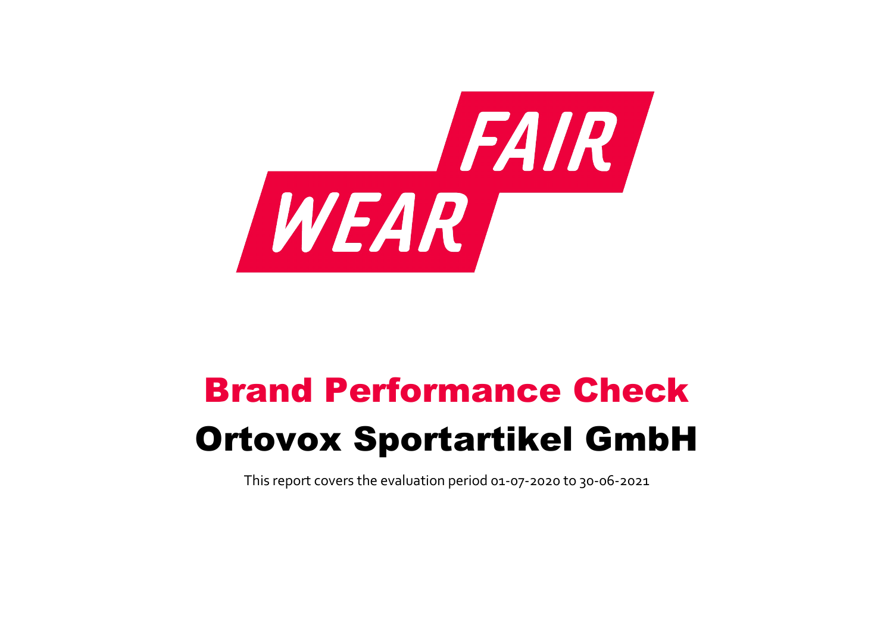FAIR WEAR

# Brand Performance Check

# Ortovox Sportartikel GmbH

This report covers the evaluation period 01-07-2020 to 30-06-2021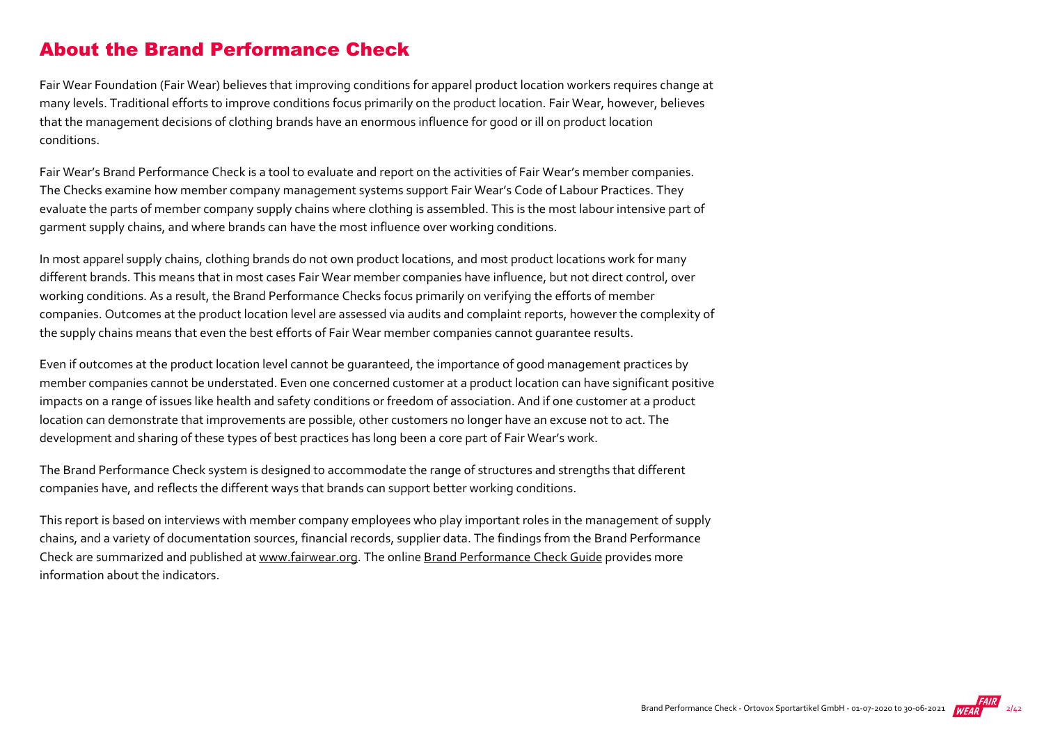## About the Brand Performance Check

Fair Wear Foundation (Fair Wear) believes that improving conditions for apparel product location workers requires change at many levels. Traditional efforts to improve conditions focus primarily on the product location. Fair Wear, however, believes that the management decisions of clothing brands have an enormous influence for good or ill on product location conditions.

Fair Wear's Brand Performance Check is a tool to evaluate and report on the activities of Fair Wear's member companies. The Checks examine how member company management systems support Fair Wear's Code of Labour Practices. They evaluate the parts of member company supply chains where clothing is assembled. This is the most labour intensive part of garment supply chains, and where brands can have the most influence over working conditions.

In most apparel supply chains, clothing brands do not own product locations, and most product locations work for many different brands. This means that in most cases Fair Wear member companies have influence, but not direct control, over working conditions. As a result, the Brand Performance Checks focus primarily on verifying the efforts of member companies. Outcomes at the product location level are assessed via audits and complaint reports, however the complexity of the supply chains means that even the best efforts of Fair Wear member companies cannot guarantee results.

Even if outcomes at the product location level cannot be guaranteed, the importance of good management practices by member companies cannot be understated. Even one concerned customer at a product location can have significant positive impacts on a range of issues like health and safety conditions or freedom of association. And if one customer at a product location can demonstrate that improvements are possible, other customers no longer have an excuse not to act. The development and sharing of these types of best practices has long been a core part of Fair Wear's work.

The Brand Performance Check system is designed to accommodate the range of structures and strengths that different companies have, and reflects the different ways that brands can support better working conditions.

This report is based on interviews with member company employees who play important roles in the management of supply chains, and a variety of documentation sources, financial records, supplier data. The findings from the Brand Performance Check are summarized and published at www.fairwear.org. The online Brand Performance Check Guide provides more information about the indicators.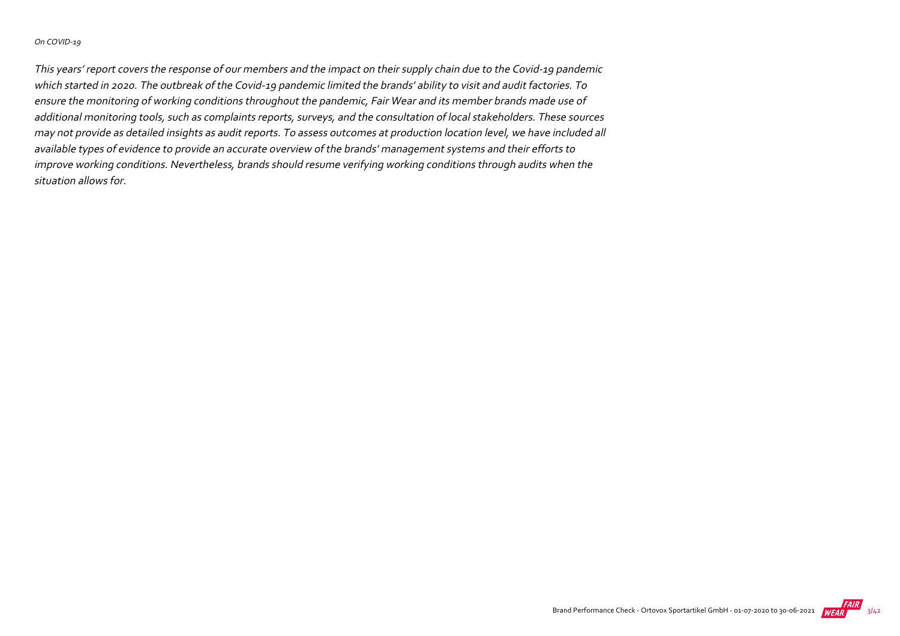*On COVID-19*

*This years' report covers the response of our members and the impact on their supply chain due to the Covid-19 pandemic which started in 2020. The outbreak of the Covid-19 pandemic limited the brands' ability to visit and audit factories. To ensure the monitoring of working conditions throughout the pandemic, Fair Wear and its member brands made use of additional monitoring tools, such as complaints reports, surveys, and the consultation of local stakeholders. These sources may not provide as detailed insights as audit reports. To assess outcomes at production location level, we have included all available types of evidence to provide an accurate overview of the brands' management systems and their efforts to improve working conditions. Nevertheless, brands should resume verifying working conditions through audits when the situation allows for.*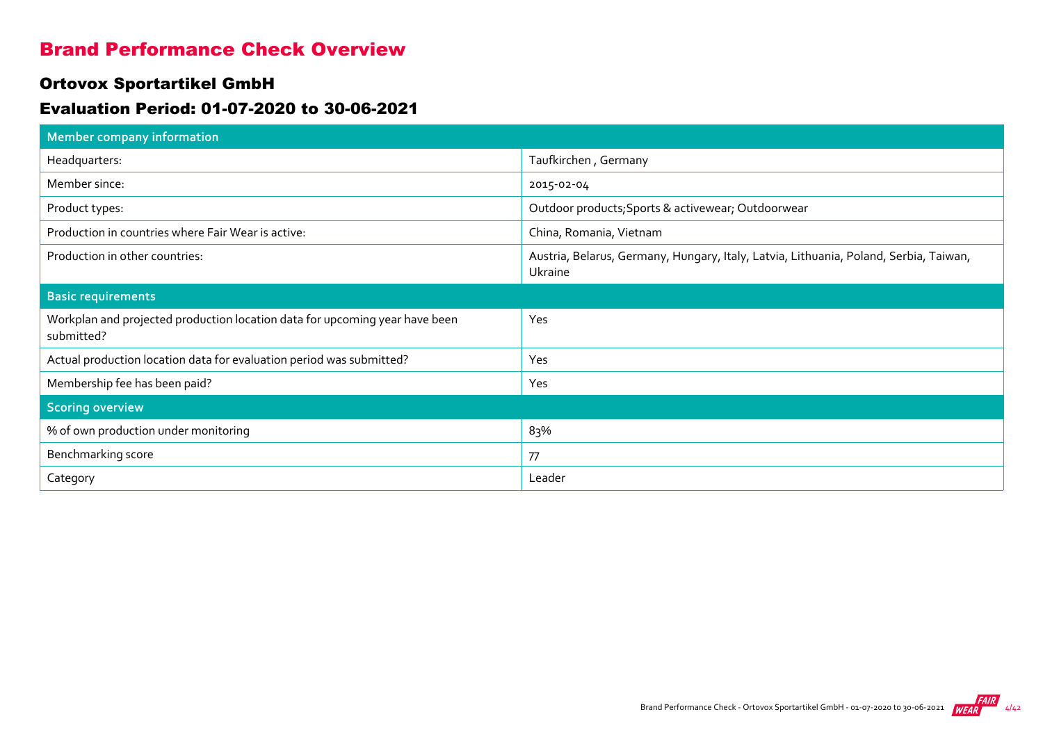# Brand Performance Check Overview

## Ortovox Sportartikel GmbH

## Evaluation Period: 01-07-2020 to 30-06-2021

| Member company information | |
|---|---|
| Headquarters: | Taufkirchen , Germany |
| Member since: | 2015-02-04 |
| Product types: | Outdoor products;Sports & activewear; Outdoorwear |
| Production in countries where Fair Wear is active: | China, Romania, Vietnam |
| Production in other countries: | Austria, Belarus, Germany, Hungary, Italy, Latvia, Lithuania, Poland, Serbia, Taiwan, Ukraine |
| **Basic requirements** | |
| Workplan and projected production location data for upcoming year have been submitted? | Yes |
| Actual production location data for evaluation period was submitted? | Yes |
| Membership fee has been paid? | Yes |
| **Scoring overview** | |
| % of own production under monitoring | 83% |
| Benchmarking score | 77 |
| Category | Leader |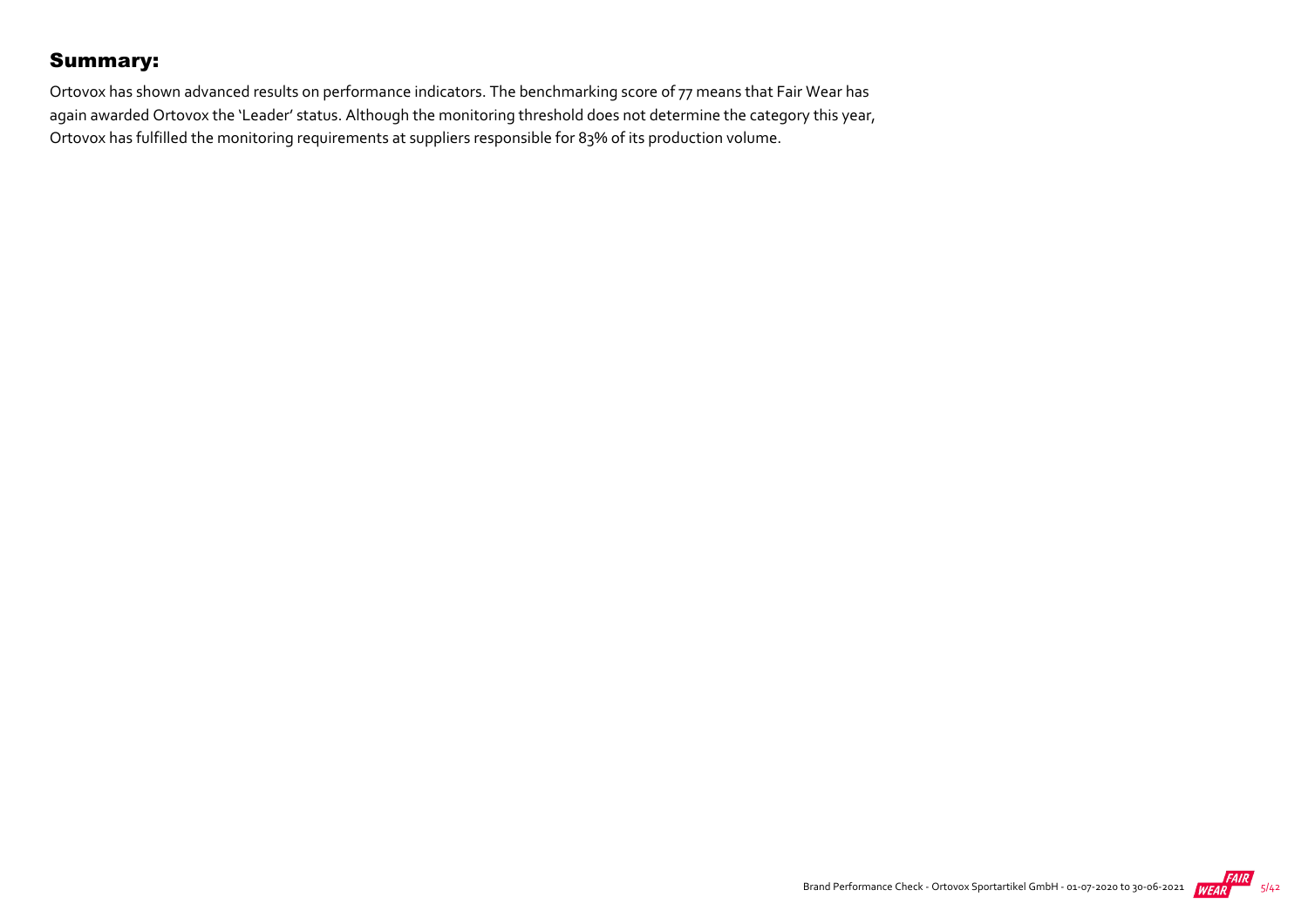## Summary:

Ortovox has shown advanced results on performance indicators. The benchmarking score of 77 means that Fair Wear has again awarded Ortovox the 'Leader' status. Although the monitoring threshold does not determine the category this year, Ortovox has fulfilled the monitoring requirements at suppliers responsible for 83% of its production volume.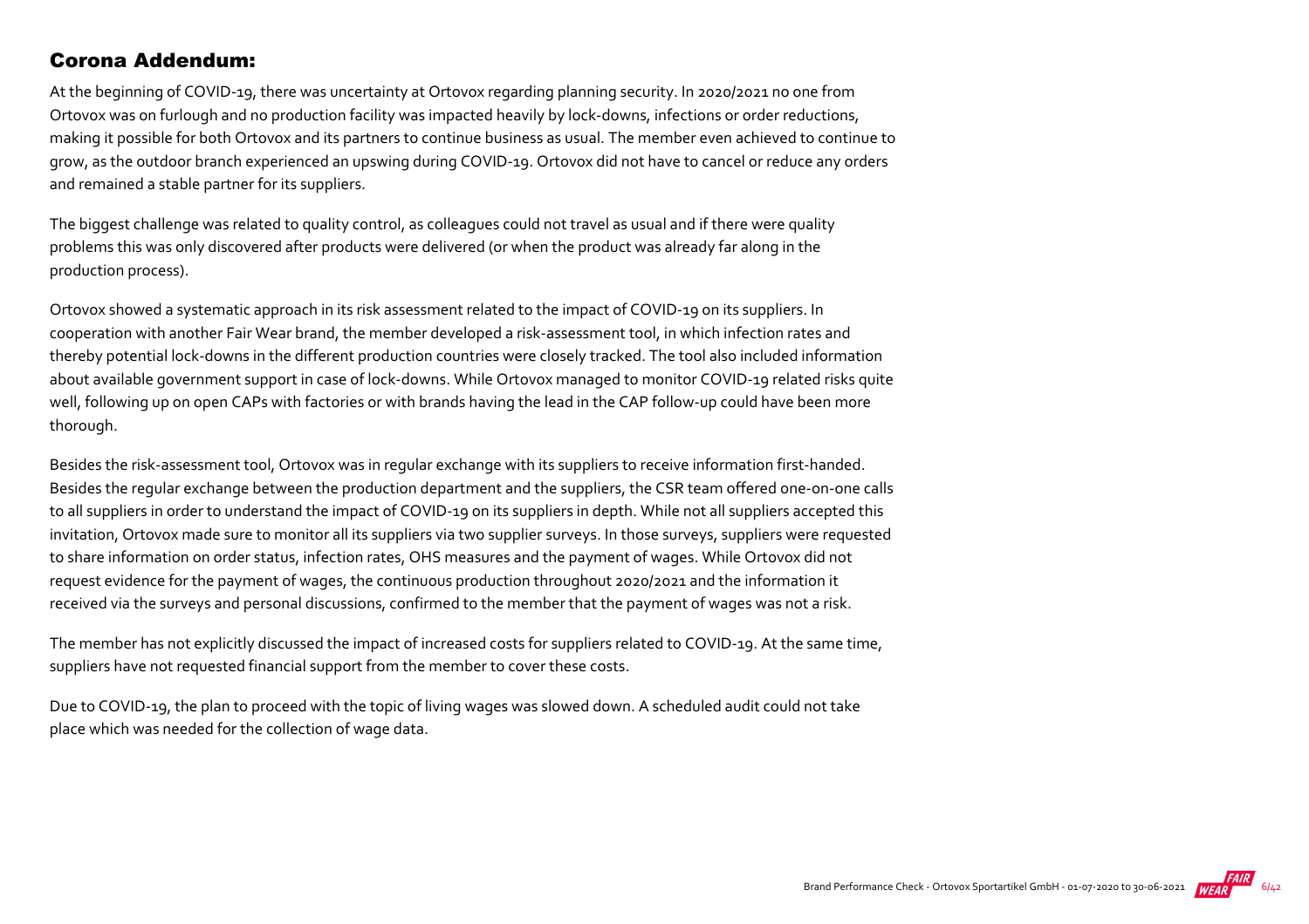## Corona Addendum:

At the beginning of COVID-19, there was uncertainty at Ortovox regarding planning security. In 2020/2021 no one from Ortovox was on furlough and no production facility was impacted heavily by lock-downs, infections or order reductions, making it possible for both Ortovox and its partners to continue business as usual. The member even achieved to continue to grow, as the outdoor branch experienced an upswing during COVID-19. Ortovox did not have to cancel or reduce any orders and remained a stable partner for its suppliers.

The biggest challenge was related to quality control, as colleagues could not travel as usual and if there were quality problems this was only discovered after products were delivered (or when the product was already far along in the production process).

Ortovox showed a systematic approach in its risk assessment related to the impact of COVID-19 on its suppliers. In cooperation with another Fair Wear brand, the member developed a risk-assessment tool, in which infection rates and thereby potential lock-downs in the different production countries were closely tracked. The tool also included information about available government support in case of lock-downs. While Ortovox managed to monitor COVID-19 related risks quite well, following up on open CAPs with factories or with brands having the lead in the CAP follow-up could have been more thorough.

Besides the risk-assessment tool, Ortovox was in regular exchange with its suppliers to receive information first-handed. Besides the regular exchange between the production department and the suppliers, the CSR team offered one-on-one calls to all suppliers in order to understand the impact of COVID-19 on its suppliers in depth. While not all suppliers accepted this invitation, Ortovox made sure to monitor all its suppliers via two supplier surveys. In those surveys, suppliers were requested to share information on order status, infection rates, OHS measures and the payment of wages. While Ortovox did not request evidence for the payment of wages, the continuous production throughout 2020/2021 and the information it received via the surveys and personal discussions, confirmed to the member that the payment of wages was not a risk.

The member has not explicitly discussed the impact of increased costs for suppliers related to COVID-19. At the same time, suppliers have not requested financial support from the member to cover these costs.

Due to COVID-19, the plan to proceed with the topic of living wages was slowed down. A scheduled audit could not take place which was needed for the collection of wage data.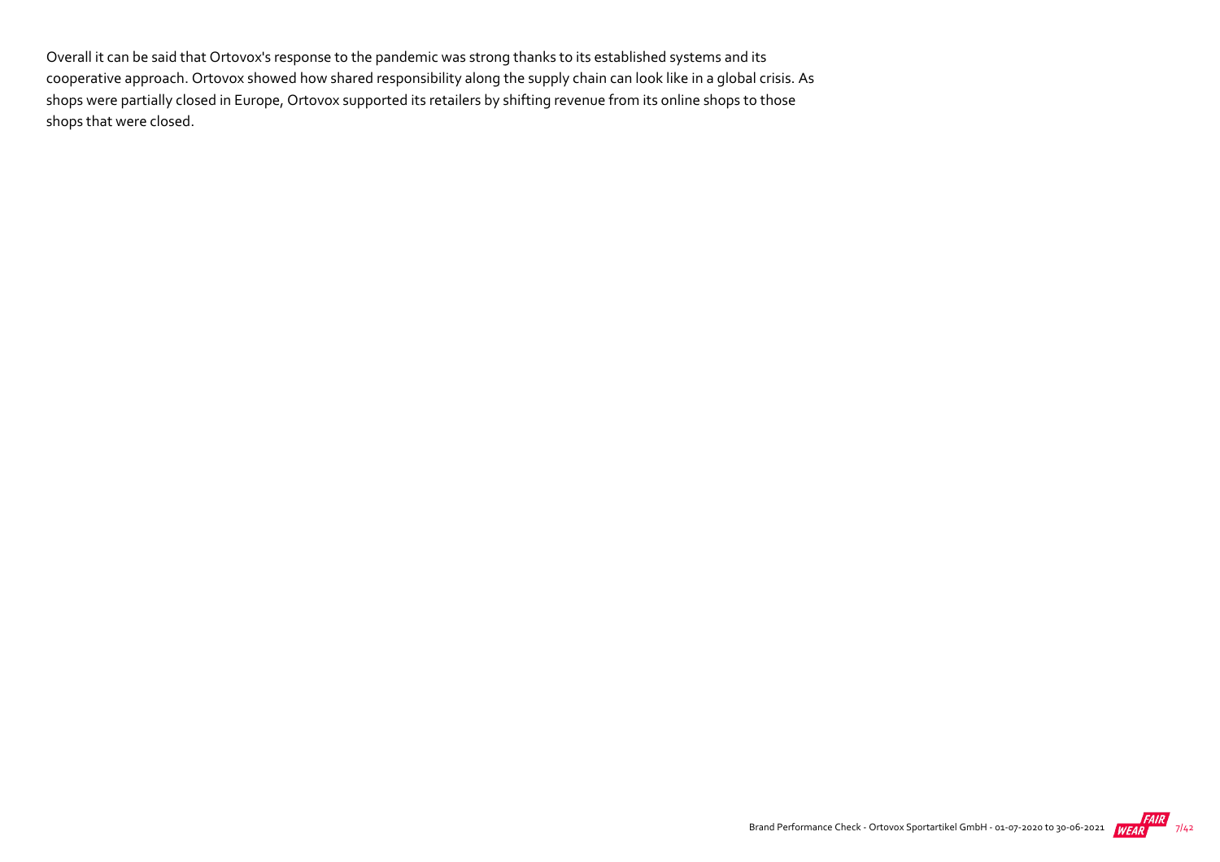Overall it can be said that Ortovox's response to the pandemic was strong thanks to its established systems and its cooperative approach. Ortovox showed how shared responsibility along the supply chain can look like in a global crisis. As shops were partially closed in Europe, Ortovox supported its retailers by shifting revenue from its online shops to those shops that were closed.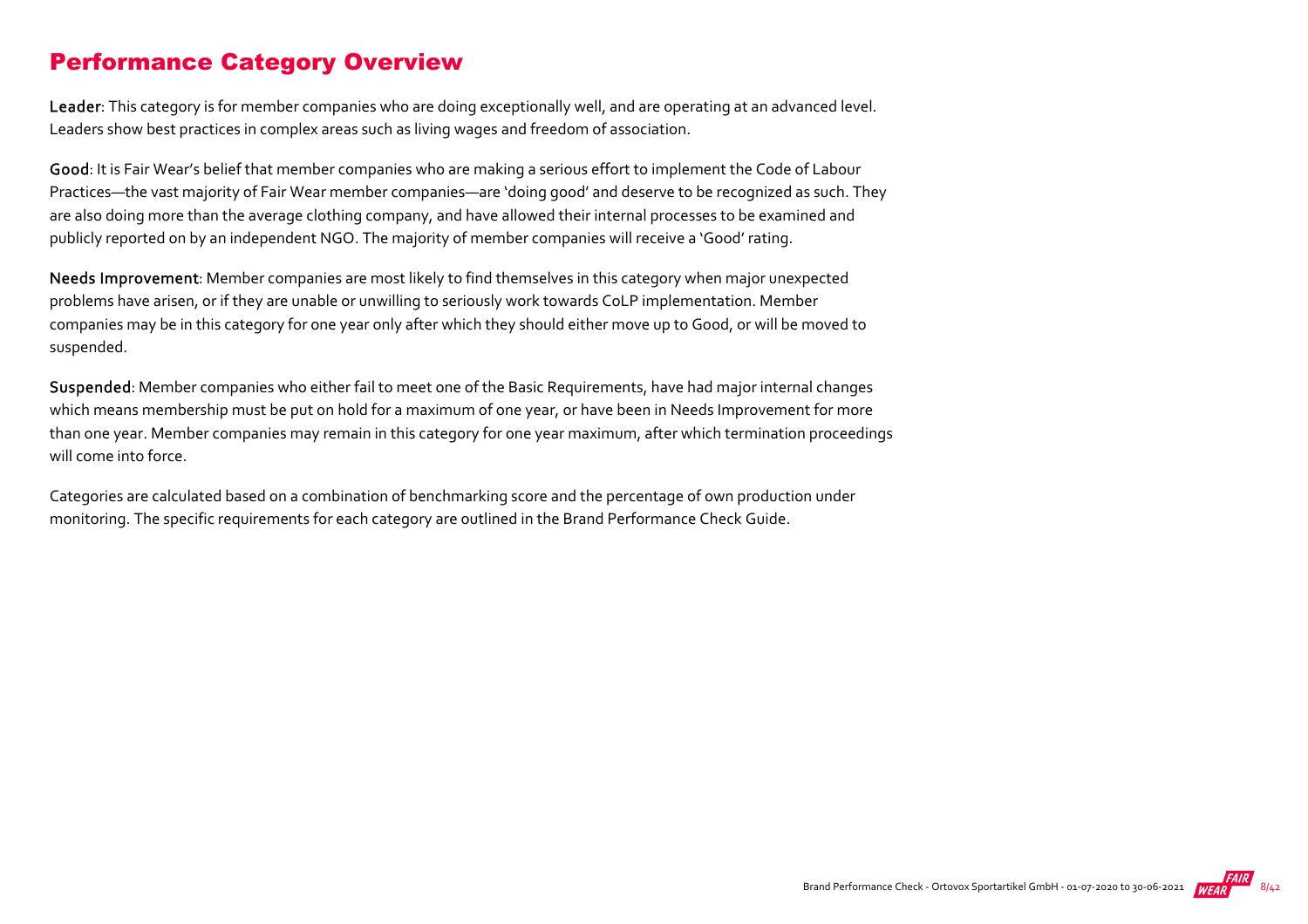## Performance Category Overview

**Leader**: This category is for member companies who are doing exceptionally well, and are operating at an advanced level. Leaders show best practices in complex areas such as living wages and freedom of association.

**Good**: It is Fair Wear's belief that member companies who are making a serious effort to implement the Code of Labour Practices—the vast majority of Fair Wear member companies—are 'doing good' and deserve to be recognized as such. They are also doing more than the average clothing company, and have allowed their internal processes to be examined and publicly reported on by an independent NGO. The majority of member companies will receive a 'Good' rating.

**Needs Improvement**: Member companies are most likely to find themselves in this category when major unexpected problems have arisen, or if they are unable or unwilling to seriously work towards CoLP implementation. Member companies may be in this category for one year only after which they should either move up to Good, or will be moved to suspended.

**Suspended**: Member companies who either fail to meet one of the Basic Requirements, have had major internal changes which means membership must be put on hold for a maximum of one year, or have been in Needs Improvement for more than one year. Member companies may remain in this category for one year maximum, after which termination proceedings will come into force.

Categories are calculated based on a combination of benchmarking score and the percentage of own production under monitoring. The specific requirements for each category are outlined in the Brand Performance Check Guide.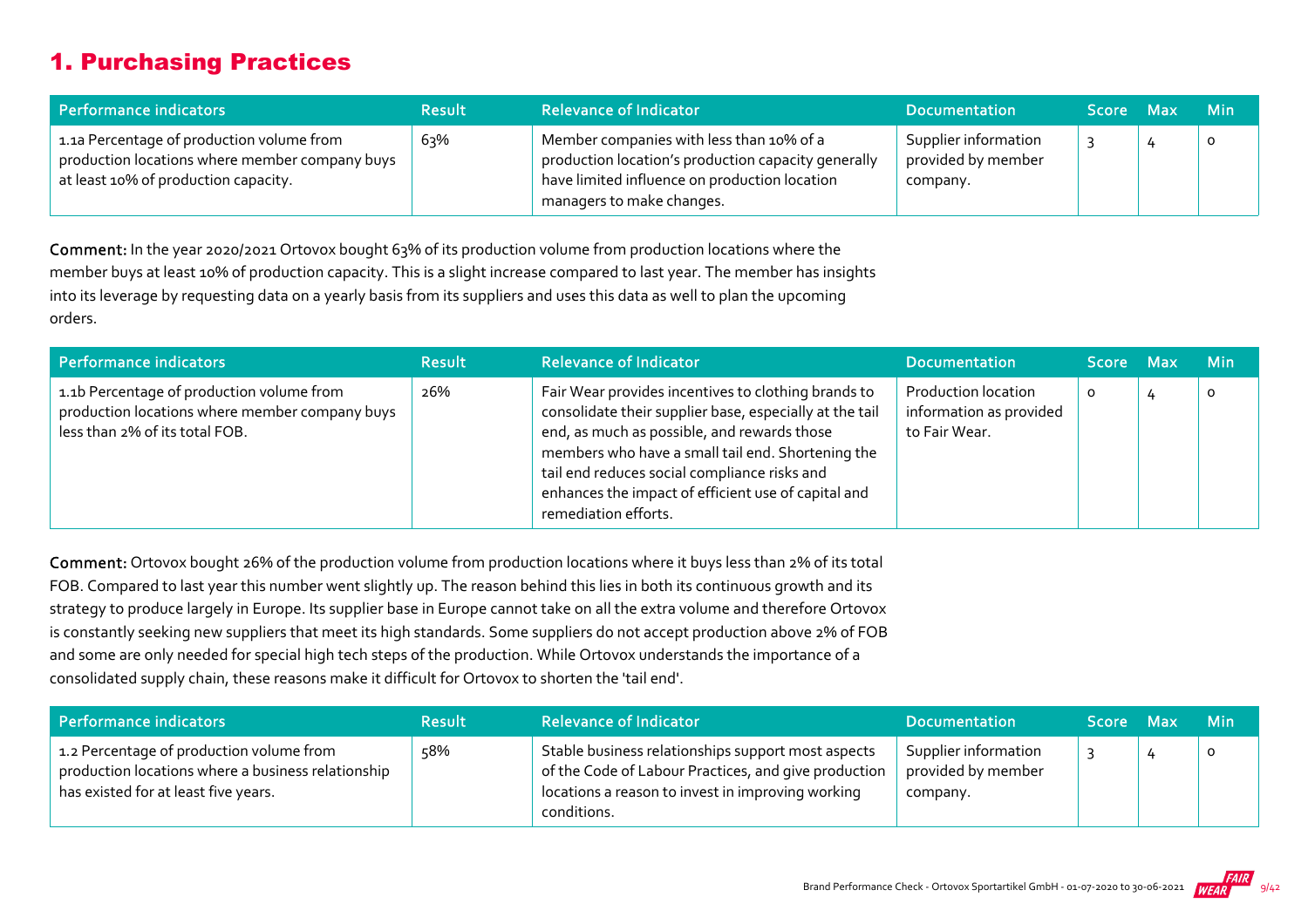# 1. Purchasing Practices

| Performance indicators | Result | Relevance of Indicator | Documentation | Score | Max | Min |
| --- | --- | --- | --- | --- | --- | --- |
| 1.1a Percentage of production volume from production locations where member company buys at least 10% of production capacity. | 63% | Member companies with less than 10% of a production location's production capacity generally have limited influence on production location managers to make changes. | Supplier information provided by member company. | 3 | 4 | 0 |

**Comment:** In the year 2020/2021 Ortovox bought 63% of its production volume from production locations where the member buys at least 10% of production capacity. This is a slight increase compared to last year. The member has insights into its leverage by requesting data on a yearly basis from its suppliers and uses this data as well to plan the upcoming orders.

| Performance indicators | Result | Relevance of Indicator | Documentation | Score | Max | Min |
| --- | --- | --- | --- | --- | --- | --- |
| 1.1b Percentage of production volume from production locations where member company buys less than 2% of its total FOB. | 26% | Fair Wear provides incentives to clothing brands to consolidate their supplier base, especially at the tail end, as much as possible, and rewards those members who have a small tail end. Shortening the tail end reduces social compliance risks and enhances the impact of efficient use of capital and remediation efforts. | Production location information as provided to Fair Wear. | 0 | 4 | 0 |

**Comment:** Ortovox bought 26% of the production volume from production locations where it buys less than 2% of its total FOB. Compared to last year this number went slightly up. The reason behind this lies in both its continuous growth and its strategy to produce largely in Europe. Its supplier base in Europe cannot take on all the extra volume and therefore Ortovox is constantly seeking new suppliers that meet its high standards. Some suppliers do not accept production above 2% of FOB and some are only needed for special high tech steps of the production. While Ortovox understands the importance of a consolidated supply chain, these reasons make it difficult for Ortovox to shorten the 'tail end'.

| Performance indicators | Result | Relevance of Indicator | Documentation | Score | Max | Min |
| --- | --- | --- | --- | --- | --- | --- |
| 1.2 Percentage of production volume from production locations where a business relationship has existed for at least five years. | 58% | Stable business relationships support most aspects of the Code of Labour Practices, and give production locations a reason to invest in improving working conditions. | Supplier information provided by member company. | 3 | 4 | 0 |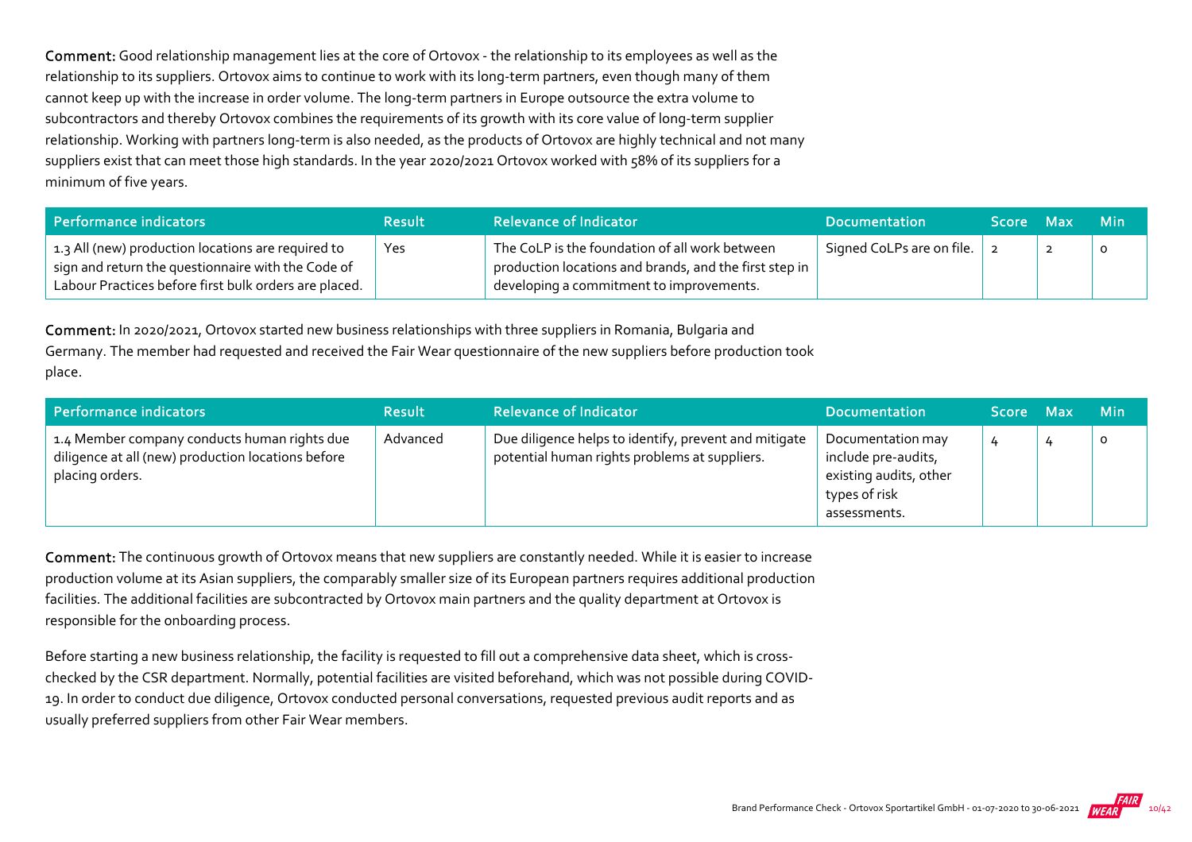**Comment:** Good relationship management lies at the core of Ortovox - the relationship to its employees as well as the relationship to its suppliers. Ortovox aims to continue to work with its long-term partners, even though many of them cannot keep up with the increase in order volume. The long-term partners in Europe outsource the extra volume to subcontractors and thereby Ortovox combines the requirements of its growth with its core value of long-term supplier relationship. Working with partners long-term is also needed, as the products of Ortovox are highly technical and not many suppliers exist that can meet those high standards. In the year 2020/2021 Ortovox worked with 58% of its suppliers for a minimum of five years.

| Performance indicators | Result | Relevance of Indicator | Documentation | Score | Max | Min |
|---|---|---|---|---|---|---|
| 1.3 All (new) production locations are required to sign and return the questionnaire with the Code of Labour Practices before first bulk orders are placed. | Yes | The CoLP is the foundation of all work between production locations and brands, and the first step in developing a commitment to improvements. | Signed CoLPs are on file. | 2 | 2 | 0 |

**Comment:** In 2020/2021, Ortovox started new business relationships with three suppliers in Romania, Bulgaria and Germany. The member had requested and received the Fair Wear questionnaire of the new suppliers before production took place.

| Performance indicators | Result | Relevance of Indicator | Documentation | Score | Max | Min |
|---|---|---|---|---|---|---|
| 1.4 Member company conducts human rights due diligence at all (new) production locations before placing orders. | Advanced | Due diligence helps to identify, prevent and mitigate potential human rights problems at suppliers. | Documentation may include pre-audits, existing audits, other types of risk assessments. | 4 | 4 | 0 |

**Comment:** The continuous growth of Ortovox means that new suppliers are constantly needed. While it is easier to increase production volume at its Asian suppliers, the comparably smaller size of its European partners requires additional production facilities. The additional facilities are subcontracted by Ortovox main partners and the quality department at Ortovox is responsible for the onboarding process.

Before starting a new business relationship, the facility is requested to fill out a comprehensive data sheet, which is cross-checked by the CSR department. Normally, potential facilities are visited beforehand, which was not possible during COVID-19. In order to conduct due diligence, Ortovox conducted personal conversations, requested previous audit reports and as usually preferred suppliers from other Fair Wear members.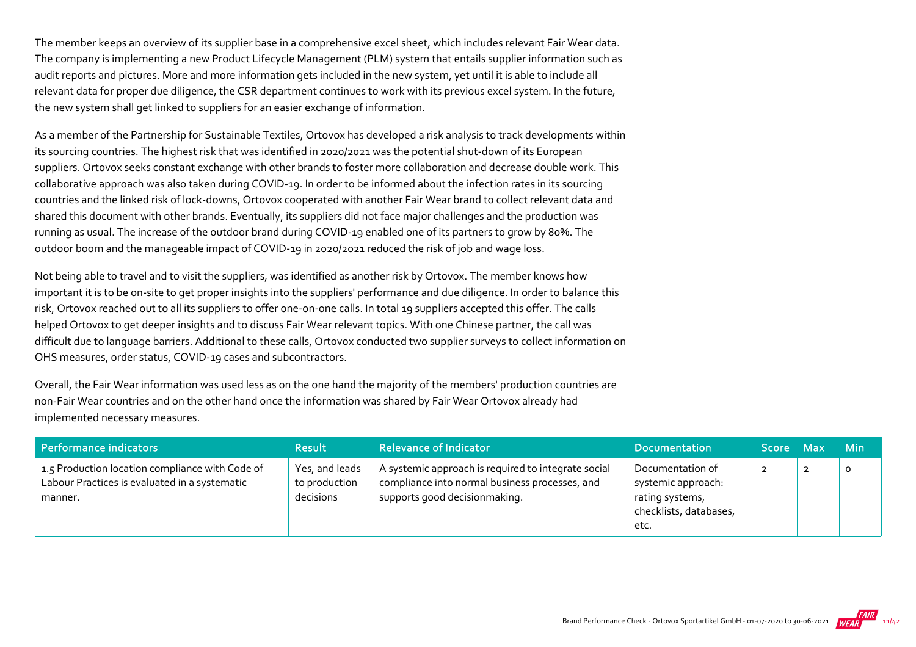The member keeps an overview of its supplier base in a comprehensive excel sheet, which includes relevant Fair Wear data. The company is implementing a new Product Lifecycle Management (PLM) system that entails supplier information such as audit reports and pictures. More and more information gets included in the new system, yet until it is able to include all relevant data for proper due diligence, the CSR department continues to work with its previous excel system. In the future, the new system shall get linked to suppliers for an easier exchange of information.

As a member of the Partnership for Sustainable Textiles, Ortovox has developed a risk analysis to track developments within its sourcing countries. The highest risk that was identified in 2020/2021 was the potential shut-down of its European suppliers. Ortovox seeks constant exchange with other brands to foster more collaboration and decrease double work. This collaborative approach was also taken during COVID-19. In order to be informed about the infection rates in its sourcing countries and the linked risk of lock-downs, Ortovox cooperated with another Fair Wear brand to collect relevant data and shared this document with other brands. Eventually, its suppliers did not face major challenges and the production was running as usual. The increase of the outdoor brand during COVID-19 enabled one of its partners to grow by 80%. The outdoor boom and the manageable impact of COVID-19 in 2020/2021 reduced the risk of job and wage loss.

Not being able to travel and to visit the suppliers, was identified as another risk by Ortovox. The member knows how important it is to be on-site to get proper insights into the suppliers' performance and due diligence. In order to balance this risk, Ortovox reached out to all its suppliers to offer one-on-one calls. In total 19 suppliers accepted this offer. The calls helped Ortovox to get deeper insights and to discuss Fair Wear relevant topics. With one Chinese partner, the call was difficult due to language barriers. Additional to these calls, Ortovox conducted two supplier surveys to collect information on OHS measures, order status, COVID-19 cases and subcontractors.

Overall, the Fair Wear information was used less as on the one hand the majority of the members' production countries are non-Fair Wear countries and on the other hand once the information was shared by Fair Wear Ortovox already had implemented necessary measures.

| Performance indicators | Result | Relevance of Indicator | Documentation | Score | Max | Min |
|---|---|---|---|---|---|---|
| 1.5 Production location compliance with Code of Labour Practices is evaluated in a systematic manner. | Yes, and leads to production decisions | A systemic approach is required to integrate social compliance into normal business processes, and supports good decisionmaking. | Documentation of systemic approach: rating systems, checklists, databases, etc. | 2 | 2 | 0 |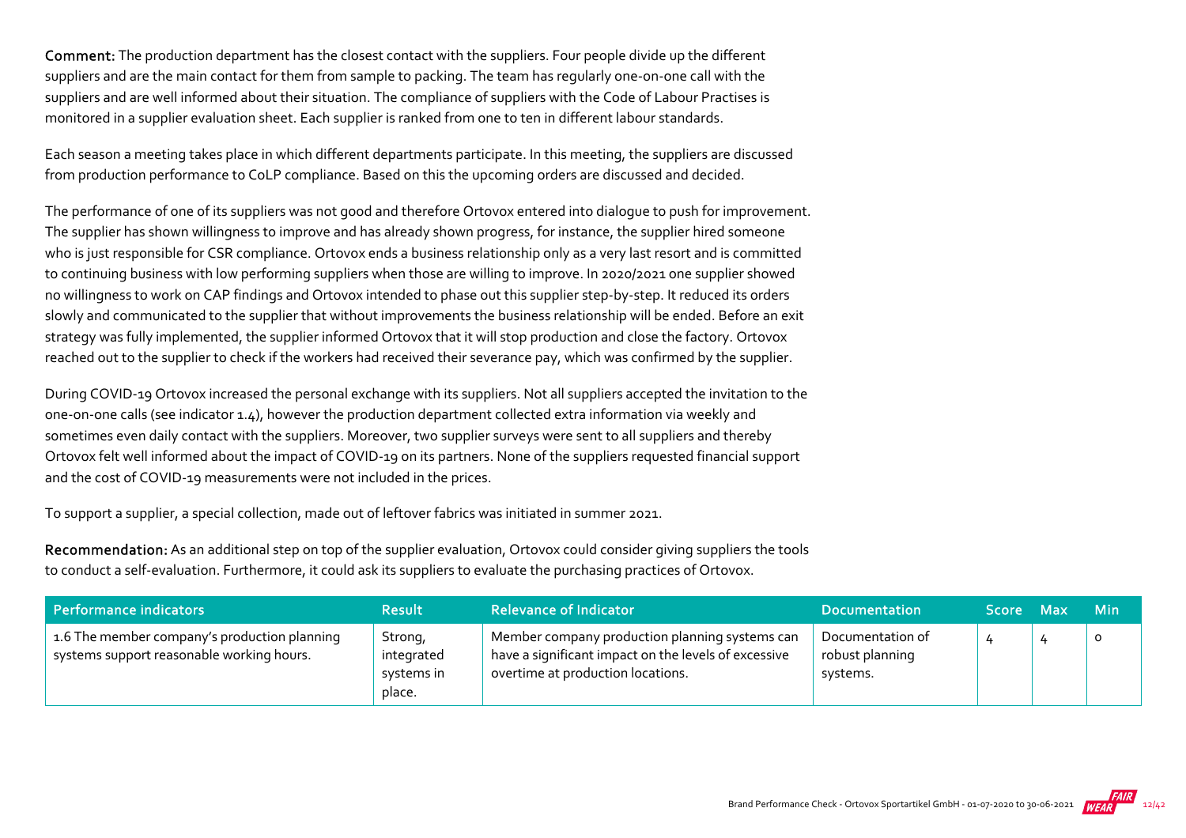**Comment:** The production department has the closest contact with the suppliers. Four people divide up the different suppliers and are the main contact for them from sample to packing. The team has regularly one-on-one call with the suppliers and are well informed about their situation. The compliance of suppliers with the Code of Labour Practises is monitored in a supplier evaluation sheet. Each supplier is ranked from one to ten in different labour standards.

Each season a meeting takes place in which different departments participate. In this meeting, the suppliers are discussed from production performance to CoLP compliance. Based on this the upcoming orders are discussed and decided.

The performance of one of its suppliers was not good and therefore Ortovox entered into dialogue to push for improvement. The supplier has shown willingness to improve and has already shown progress, for instance, the supplier hired someone who is just responsible for CSR compliance. Ortovox ends a business relationship only as a very last resort and is committed to continuing business with low performing suppliers when those are willing to improve. In 2020/2021 one supplier showed no willingness to work on CAP findings and Ortovox intended to phase out this supplier step-by-step. It reduced its orders slowly and communicated to the supplier that without improvements the business relationship will be ended. Before an exit strategy was fully implemented, the supplier informed Ortovox that it will stop production and close the factory. Ortovox reached out to the supplier to check if the workers had received their severance pay, which was confirmed by the supplier.

During COVID-19 Ortovox increased the personal exchange with its suppliers. Not all suppliers accepted the invitation to the one-on-one calls (see indicator 1.4), however the production department collected extra information via weekly and sometimes even daily contact with the suppliers. Moreover, two supplier surveys were sent to all suppliers and thereby Ortovox felt well informed about the impact of COVID-19 on its partners. None of the suppliers requested financial support and the cost of COVID-19 measurements were not included in the prices.

To support a supplier, a special collection, made out of leftover fabrics was initiated in summer 2021.

**Recommendation:** As an additional step on top of the supplier evaluation, Ortovox could consider giving suppliers the tools to conduct a self-evaluation. Furthermore, it could ask its suppliers to evaluate the purchasing practices of Ortovox.

| Performance indicators | Result | Relevance of Indicator | Documentation | Score | Max | Min |
|---|---|---|---|---|---|---|
| 1.6 The member company's production planning systems support reasonable working hours. | Strong, integrated systems in place. | Member company production planning systems can have a significant impact on the levels of excessive overtime at production locations. | Documentation of robust planning systems. | 4 | 4 | 0 |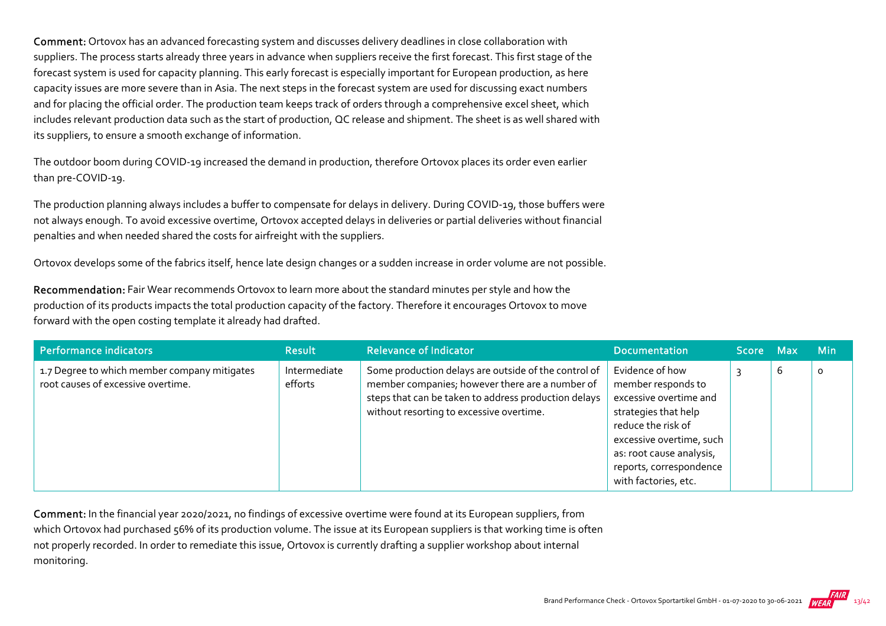**Comment:** Ortovox has an advanced forecasting system and discusses delivery deadlines in close collaboration with suppliers. The process starts already three years in advance when suppliers receive the first forecast. This first stage of the forecast system is used for capacity planning. This early forecast is especially important for European production, as here capacity issues are more severe than in Asia. The next steps in the forecast system are used for discussing exact numbers and for placing the official order. The production team keeps track of orders through a comprehensive excel sheet, which includes relevant production data such as the start of production, QC release and shipment. The sheet is as well shared with its suppliers, to ensure a smooth exchange of information.

The outdoor boom during COVID-19 increased the demand in production, therefore Ortovox places its order even earlier than pre-COVID-19.

The production planning always includes a buffer to compensate for delays in delivery. During COVID-19, those buffers were not always enough. To avoid excessive overtime, Ortovox accepted delays in deliveries or partial deliveries without financial penalties and when needed shared the costs for airfreight with the suppliers.

Ortovox develops some of the fabrics itself, hence late design changes or a sudden increase in order volume are not possible.

**Recommendation:** Fair Wear recommends Ortovox to learn more about the standard minutes per style and how the production of its products impacts the total production capacity of the factory. Therefore it encourages Ortovox to move forward with the open costing template it already had drafted.

| Performance indicators | Result | Relevance of Indicator | Documentation | Score | Max | Min |
|---|---|---|---|---|---|---|
| 1.7 Degree to which member company mitigates root causes of excessive overtime. | Intermediate efforts | Some production delays are outside of the control of member companies; however there are a number of steps that can be taken to address production delays without resorting to excessive overtime. | Evidence of how member responds to excessive overtime and strategies that help reduce the risk of excessive overtime, such as: root cause analysis, reports, correspondence with factories, etc. | 3 | 6 | 0 |

**Comment:** In the financial year 2020/2021, no findings of excessive overtime were found at its European suppliers, from which Ortovox had purchased 56% of its production volume. The issue at its European suppliers is that working time is often not properly recorded. In order to remediate this issue, Ortovox is currently drafting a supplier workshop about internal monitoring.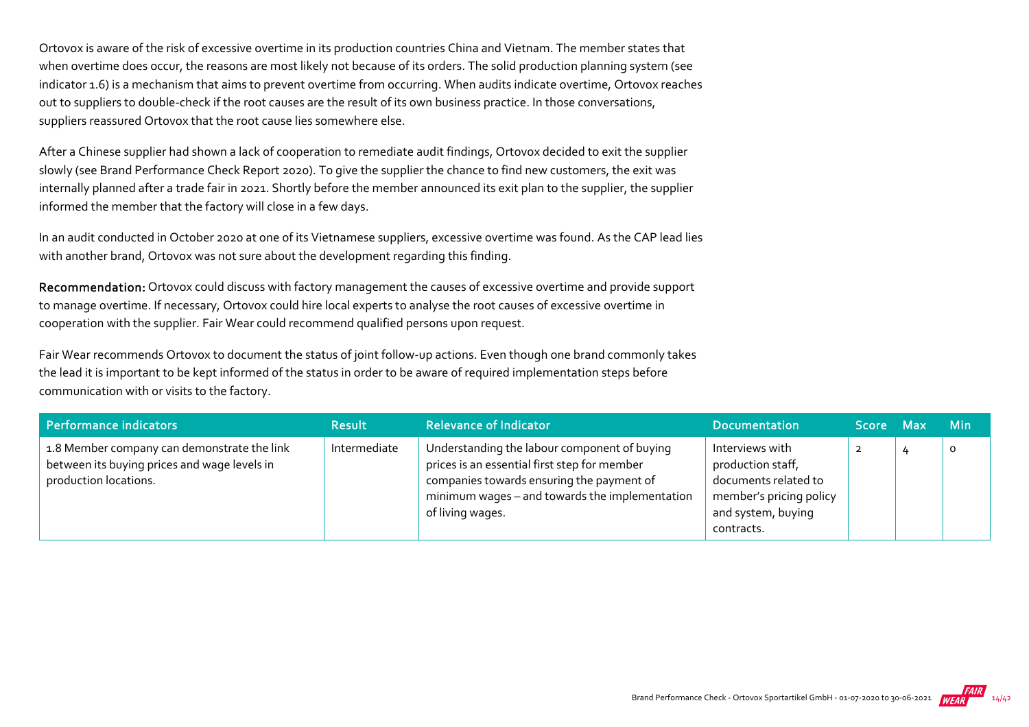Ortovox is aware of the risk of excessive overtime in its production countries China and Vietnam. The member states that when overtime does occur, the reasons are most likely not because of its orders. The solid production planning system (see indicator 1.6) is a mechanism that aims to prevent overtime from occurring. When audits indicate overtime, Ortovox reaches out to suppliers to double-check if the root causes are the result of its own business practice. In those conversations, suppliers reassured Ortovox that the root cause lies somewhere else.

After a Chinese supplier had shown a lack of cooperation to remediate audit findings, Ortovox decided to exit the supplier slowly (see Brand Performance Check Report 2020). To give the supplier the chance to find new customers, the exit was internally planned after a trade fair in 2021. Shortly before the member announced its exit plan to the supplier, the supplier informed the member that the factory will close in a few days.

In an audit conducted in October 2020 at one of its Vietnamese suppliers, excessive overtime was found. As the CAP lead lies with another brand, Ortovox was not sure about the development regarding this finding.

**Recommendation:** Ortovox could discuss with factory management the causes of excessive overtime and provide support to manage overtime. If necessary, Ortovox could hire local experts to analyse the root causes of excessive overtime in cooperation with the supplier. Fair Wear could recommend qualified persons upon request.

Fair Wear recommends Ortovox to document the status of joint follow-up actions. Even though one brand commonly takes the lead it is important to be kept informed of the status in order to be aware of required implementation steps before communication with or visits to the factory.

| Performance indicators | Result | Relevance of Indicator | Documentation | Score | Max | Min |
|---|---|---|---|---|---|---|
| 1.8 Member company can demonstrate the link between its buying prices and wage levels in production locations. | Intermediate | Understanding the labour component of buying prices is an essential first step for member companies towards ensuring the payment of minimum wages – and towards the implementation of living wages. | Interviews with production staff, documents related to member's pricing policy and system, buying contracts. | 2 | 4 | 0 |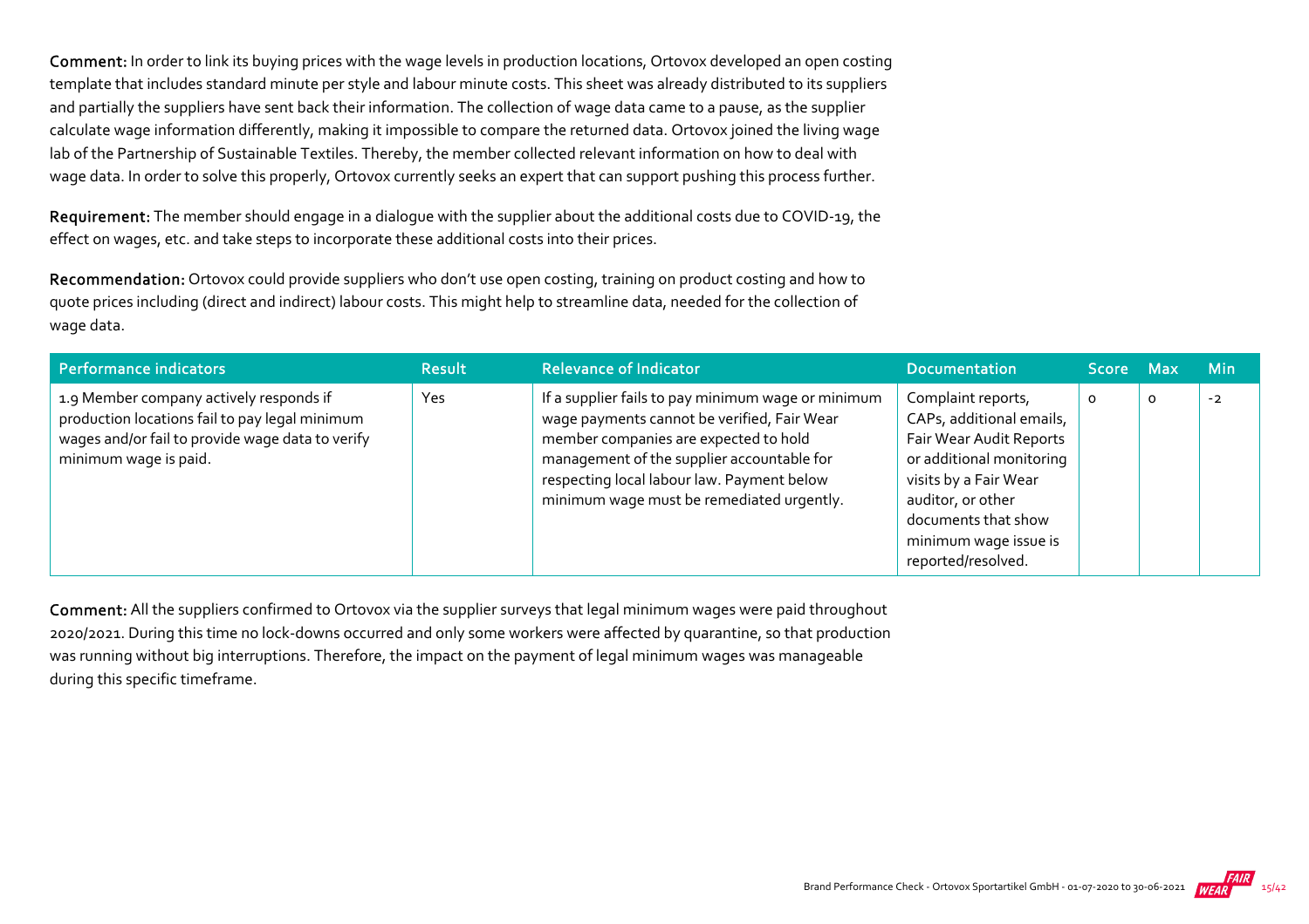**Comment:** In order to link its buying prices with the wage levels in production locations, Ortovox developed an open costing template that includes standard minute per style and labour minute costs. This sheet was already distributed to its suppliers and partially the suppliers have sent back their information. The collection of wage data came to a pause, as the supplier calculate wage information differently, making it impossible to compare the returned data. Ortovox joined the living wage lab of the Partnership of Sustainable Textiles. Thereby, the member collected relevant information on how to deal with wage data. In order to solve this properly, Ortovox currently seeks an expert that can support pushing this process further.

**Requirement:** The member should engage in a dialogue with the supplier about the additional costs due to COVID-19, the effect on wages, etc. and take steps to incorporate these additional costs into their prices.

**Recommendation:** Ortovox could provide suppliers who don't use open costing, training on product costing and how to quote prices including (direct and indirect) labour costs. This might help to streamline data, needed for the collection of wage data.

| Performance indicators | Result | Relevance of Indicator | Documentation | Score | Max | Min |
|---|---|---|---|---|---|---|
| 1.9 Member company actively responds if production locations fail to pay legal minimum wages and/or fail to provide wage data to verify minimum wage is paid. | Yes | If a supplier fails to pay minimum wage or minimum wage payments cannot be verified, Fair Wear member companies are expected to hold management of the supplier accountable for respecting local labour law. Payment below minimum wage must be remediated urgently. | Complaint reports, CAPs, additional emails, Fair Wear Audit Reports or additional monitoring visits by a Fair Wear auditor, or other documents that show minimum wage issue is reported/resolved. | 0 | 0 | -2 |

**Comment:** All the suppliers confirmed to Ortovox via the supplier surveys that legal minimum wages were paid throughout 2020/2021. During this time no lock-downs occurred and only some workers were affected by quarantine, so that production was running without big interruptions. Therefore, the impact on the payment of legal minimum wages was manageable during this specific timeframe.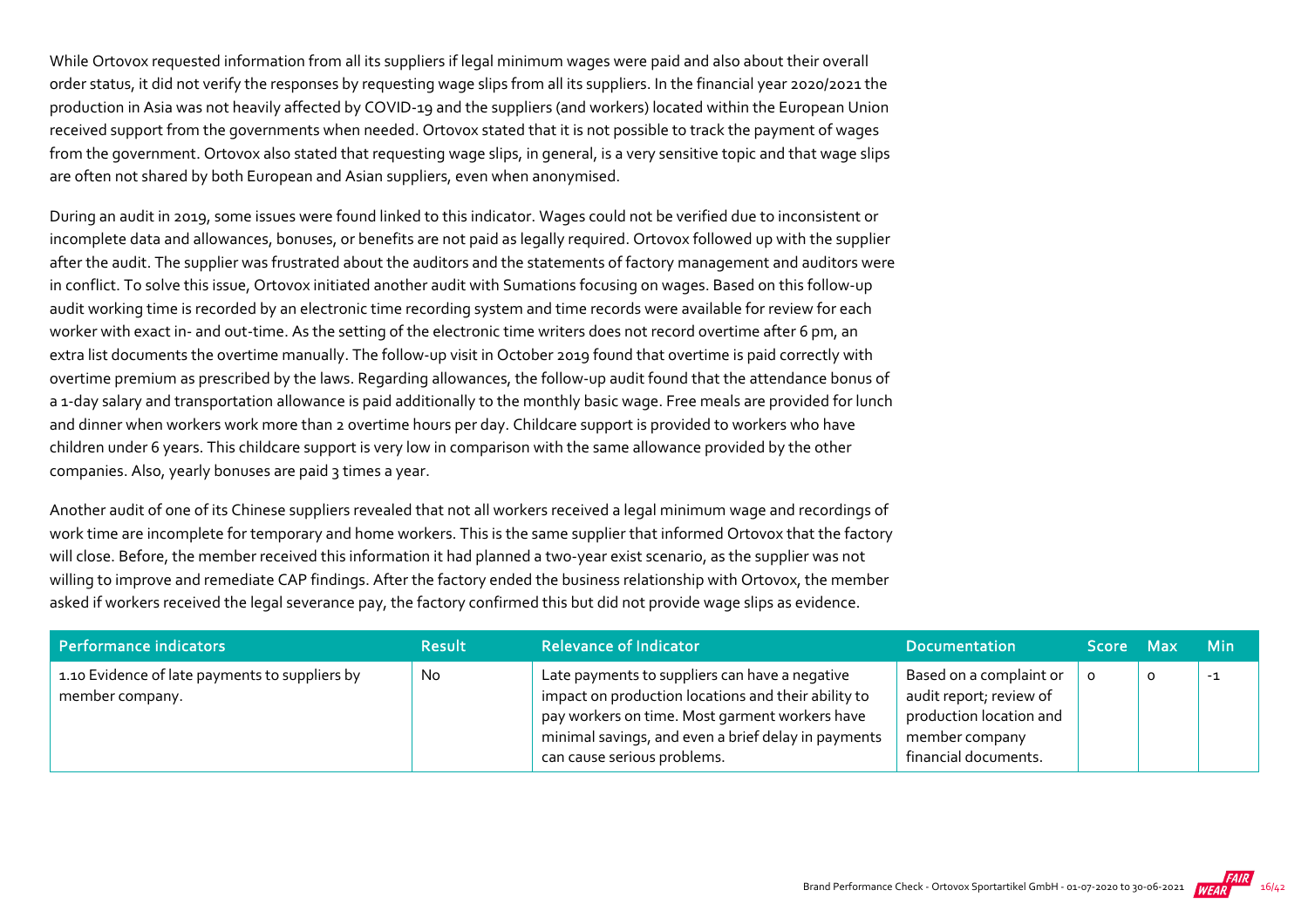While Ortovox requested information from all its suppliers if legal minimum wages were paid and also about their overall order status, it did not verify the responses by requesting wage slips from all its suppliers. In the financial year 2020/2021 the production in Asia was not heavily affected by COVID-19 and the suppliers (and workers) located within the European Union received support from the governments when needed. Ortovox stated that it is not possible to track the payment of wages from the government. Ortovox also stated that requesting wage slips, in general, is a very sensitive topic and that wage slips are often not shared by both European and Asian suppliers, even when anonymised.

During an audit in 2019, some issues were found linked to this indicator. Wages could not be verified due to inconsistent or incomplete data and allowances, bonuses, or benefits are not paid as legally required. Ortovox followed up with the supplier after the audit. The supplier was frustrated about the auditors and the statements of factory management and auditors were in conflict. To solve this issue, Ortovox initiated another audit with Sumations focusing on wages. Based on this follow-up audit working time is recorded by an electronic time recording system and time records were available for review for each worker with exact in- and out-time. As the setting of the electronic time writers does not record overtime after 6 pm, an extra list documents the overtime manually. The follow-up visit in October 2019 found that overtime is paid correctly with overtime premium as prescribed by the laws. Regarding allowances, the follow-up audit found that the attendance bonus of a 1-day salary and transportation allowance is paid additionally to the monthly basic wage. Free meals are provided for lunch and dinner when workers work more than 2 overtime hours per day. Childcare support is provided to workers who have children under 6 years. This childcare support is very low in comparison with the same allowance provided by the other companies. Also, yearly bonuses are paid 3 times a year.

Another audit of one of its Chinese suppliers revealed that not all workers received a legal minimum wage and recordings of work time are incomplete for temporary and home workers. This is the same supplier that informed Ortovox that the factory will close. Before, the member received this information it had planned a two-year exist scenario, as the supplier was not willing to improve and remediate CAP findings. After the factory ended the business relationship with Ortovox, the member asked if workers received the legal severance pay, the factory confirmed this but did not provide wage slips as evidence.

| Performance indicators | Result | Relevance of Indicator | Documentation | Score | Max | Min |
|---|---|---|---|---|---|---|
| 1.10 Evidence of late payments to suppliers by member company. | No | Late payments to suppliers can have a negative impact on production locations and their ability to pay workers on time. Most garment workers have minimal savings, and even a brief delay in payments can cause serious problems. | Based on a complaint or audit report; review of production location and member company financial documents. | 0 | 0 | -1 |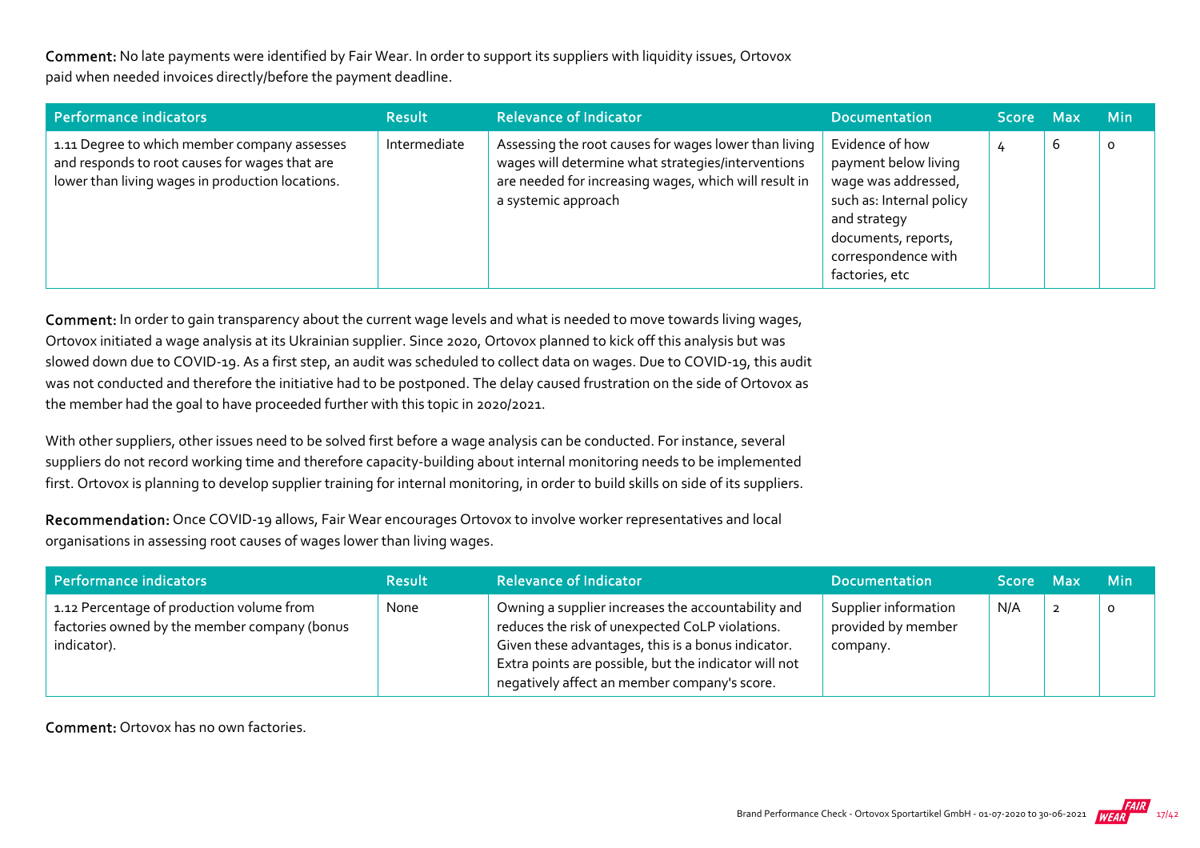**Comment:** No late payments were identified by Fair Wear. In order to support its suppliers with liquidity issues, Ortovox paid when needed invoices directly/before the payment deadline.

| Performance indicators | Result | Relevance of Indicator | Documentation | Score | Max | Min |
|---|---|---|---|---|---|---|
| 1.11 Degree to which member company assesses and responds to root causes for wages that are lower than living wages in production locations. | Intermediate | Assessing the root causes for wages lower than living wages will determine what strategies/interventions are needed for increasing wages, which will result in a systemic approach | Evidence of how payment below living wage was addressed, such as: Internal policy and strategy documents, reports, correspondence with factories, etc | 4 | 6 | 0 |

**Comment:** In order to gain transparency about the current wage levels and what is needed to move towards living wages, Ortovox initiated a wage analysis at its Ukrainian supplier. Since 2020, Ortovox planned to kick off this analysis but was slowed down due to COVID-19. As a first step, an audit was scheduled to collect data on wages. Due to COVID-19, this audit was not conducted and therefore the initiative had to be postponed. The delay caused frustration on the side of Ortovox as the member had the goal to have proceeded further with this topic in 2020/2021.

With other suppliers, other issues need to be solved first before a wage analysis can be conducted. For instance, several suppliers do not record working time and therefore capacity-building about internal monitoring needs to be implemented first. Ortovox is planning to develop supplier training for internal monitoring, in order to build skills on side of its suppliers.

**Recommendation:** Once COVID-19 allows, Fair Wear encourages Ortovox to involve worker representatives and local organisations in assessing root causes of wages lower than living wages.

| Performance indicators | Result | Relevance of Indicator | Documentation | Score | Max | Min |
|---|---|---|---|---|---|---|
| 1.12 Percentage of production volume from factories owned by the member company (bonus indicator). | None | Owning a supplier increases the accountability and reduces the risk of unexpected CoLP violations. Given these advantages, this is a bonus indicator. Extra points are possible, but the indicator will not negatively affect an member company's score. | Supplier information provided by member company. | N/A | 2 | 0 |

**Comment:** Ortovox has no own factories.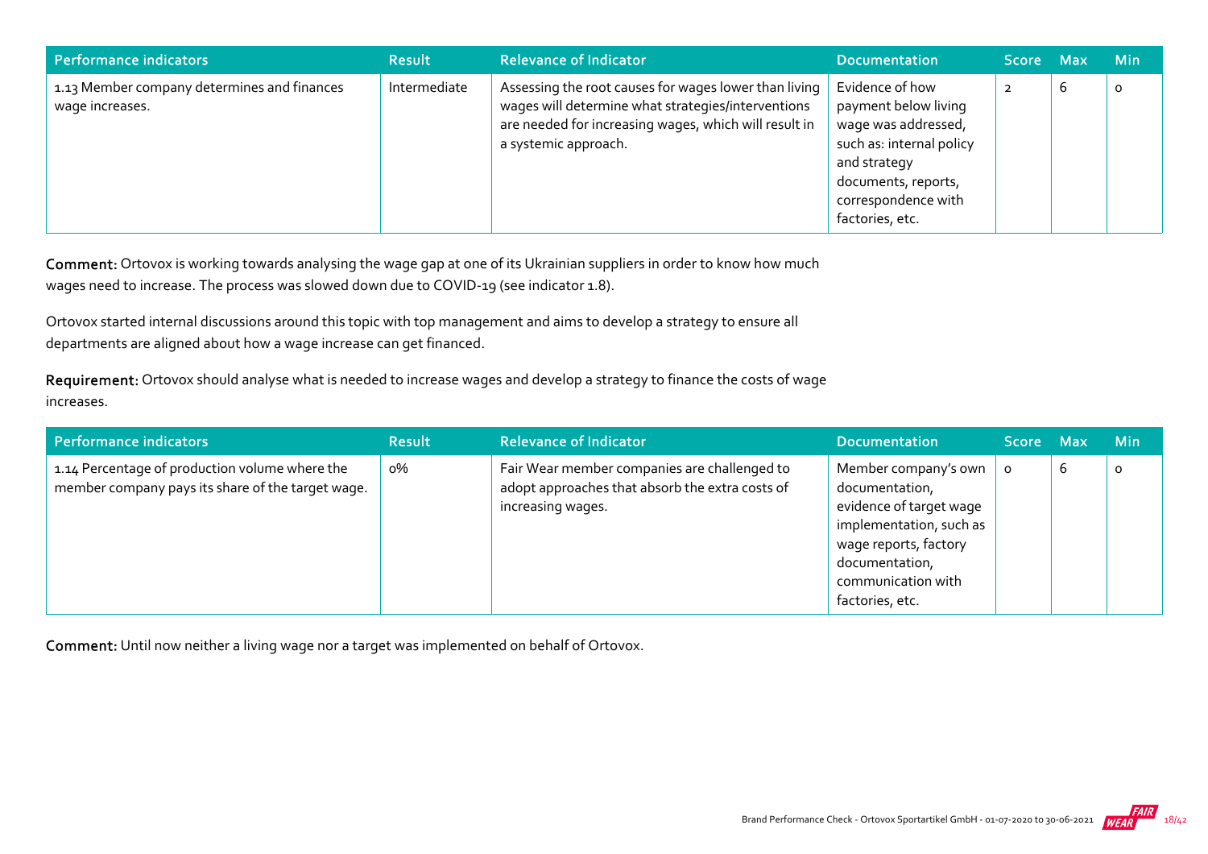| Performance indicators | Result | Relevance of Indicator | Documentation | Score | Max | Min |
|---|---|---|---|---|---|---|
| 1.13 Member company determines and finances wage increases. | Intermediate | Assessing the root causes for wages lower than living wages will determine what strategies/interventions are needed for increasing wages, which will result in a systemic approach. | Evidence of how payment below living wage was addressed, such as: internal policy and strategy documents, reports, correspondence with factories, etc. | 2 | 6 | 0 |

**Comment:** Ortovox is working towards analysing the wage gap at one of its Ukrainian suppliers in order to know how much wages need to increase. The process was slowed down due to COVID-19 (see indicator 1.8).

Ortovox started internal discussions around this topic with top management and aims to develop a strategy to ensure all departments are aligned about how a wage increase can get financed.

**Requirement:** Ortovox should analyse what is needed to increase wages and develop a strategy to finance the costs of wage increases.

| Performance indicators | Result | Relevance of Indicator | Documentation | Score | Max | Min |
|---|---|---|---|---|---|---|
| 1.14 Percentage of production volume where the member company pays its share of the target wage. | 0% | Fair Wear member companies are challenged to adopt approaches that absorb the extra costs of increasing wages. | Member company's own documentation, evidence of target wage implementation, such as wage reports, factory documentation, communication with factories, etc. | 0 | 6 | 0 |

**Comment:** Until now neither a living wage nor a target was implemented on behalf of Ortovox.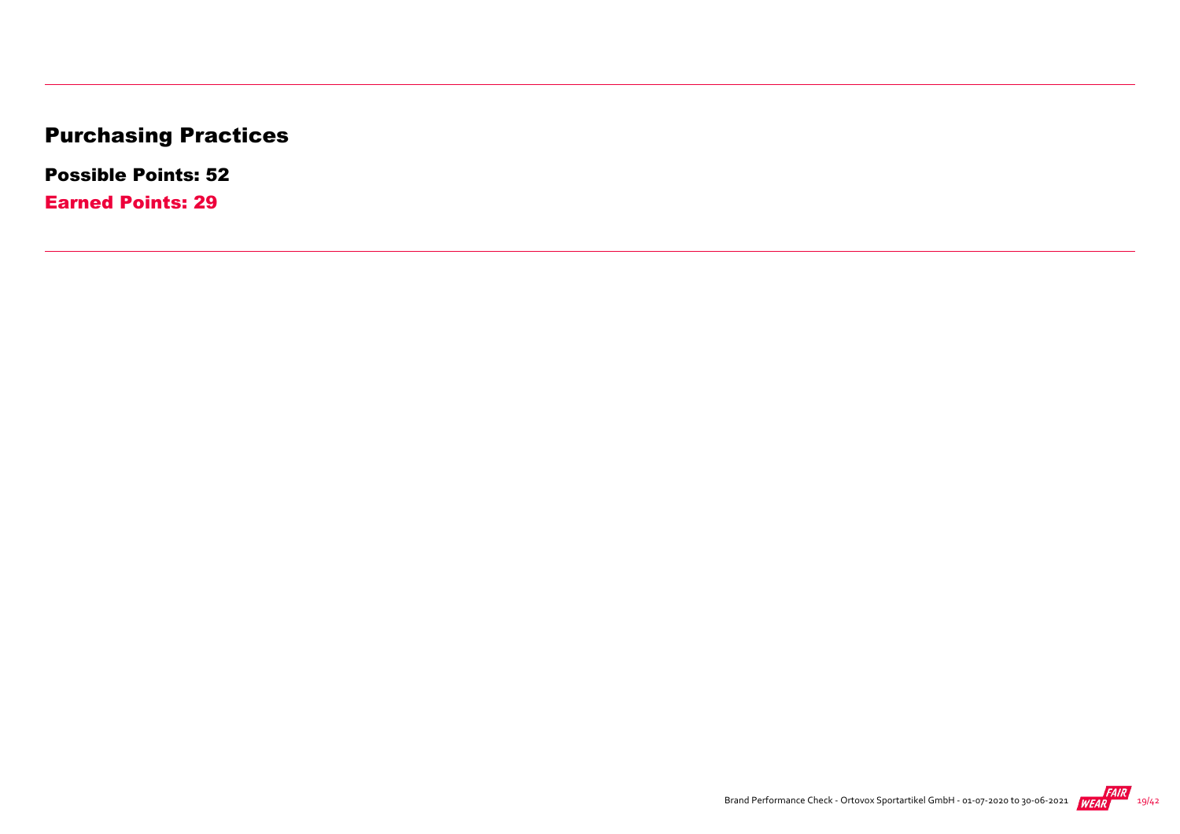# Purchasing Practices

**Possible Points: 52**

**Earned Points: 29**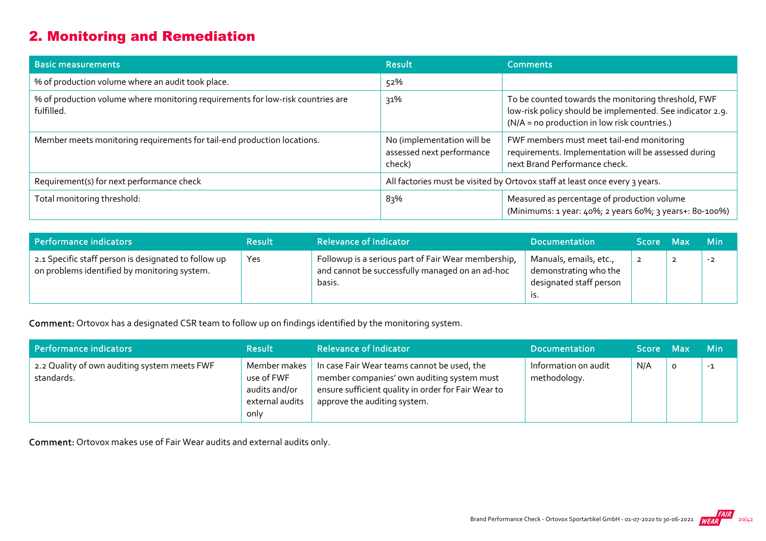## 2. Monitoring and Remediation

| Basic measurements | Result | Comments |
|---|---|---|
| % of production volume where an audit took place. | 52% | |
| % of production volume where monitoring requirements for low-risk countries are fulfilled. | 31% | To be counted towards the monitoring threshold, FWF low-risk policy should be implemented. See indicator 2.9. (N/A = no production in low risk countries.) |
| Member meets monitoring requirements for tail-end production locations. | No (implementation will be assessed next performance check) | FWF members must meet tail-end monitoring requirements. Implementation will be assessed during next Brand Performance check. |
| Requirement(s) for next performance check | All factories must be visited by Ortovox staff at least once every 3 years. | |
| Total monitoring threshold: | 83% | Measured as percentage of production volume (Minimums: 1 year: 40%; 2 years 60%; 3 years+: 80-100%) |

| Performance indicators | Result | Relevance of Indicator | Documentation | Score | Max | Min |
|---|---|---|---|---|---|---|
| 2.1 Specific staff person is designated to follow up on problems identified by monitoring system. | Yes | Followup is a serious part of Fair Wear membership, and cannot be successfully managed on an ad-hoc basis. | Manuals, emails, etc., demonstrating who the designated staff person is. | 2 | 2 | -2 |

**Comment:** Ortovox has a designated CSR team to follow up on findings identified by the monitoring system.

| Performance indicators | Result | Relevance of Indicator | Documentation | Score | Max | Min |
|---|---|---|---|---|---|---|
| 2.2 Quality of own auditing system meets FWF standards. | Member makes use of FWF audits and/or external audits only | In case Fair Wear teams cannot be used, the member companies' own auditing system must ensure sufficient quality in order for Fair Wear to approve the auditing system. | Information on audit methodology. | N/A | 0 | -1 |

**Comment:** Ortovox makes use of Fair Wear audits and external audits only.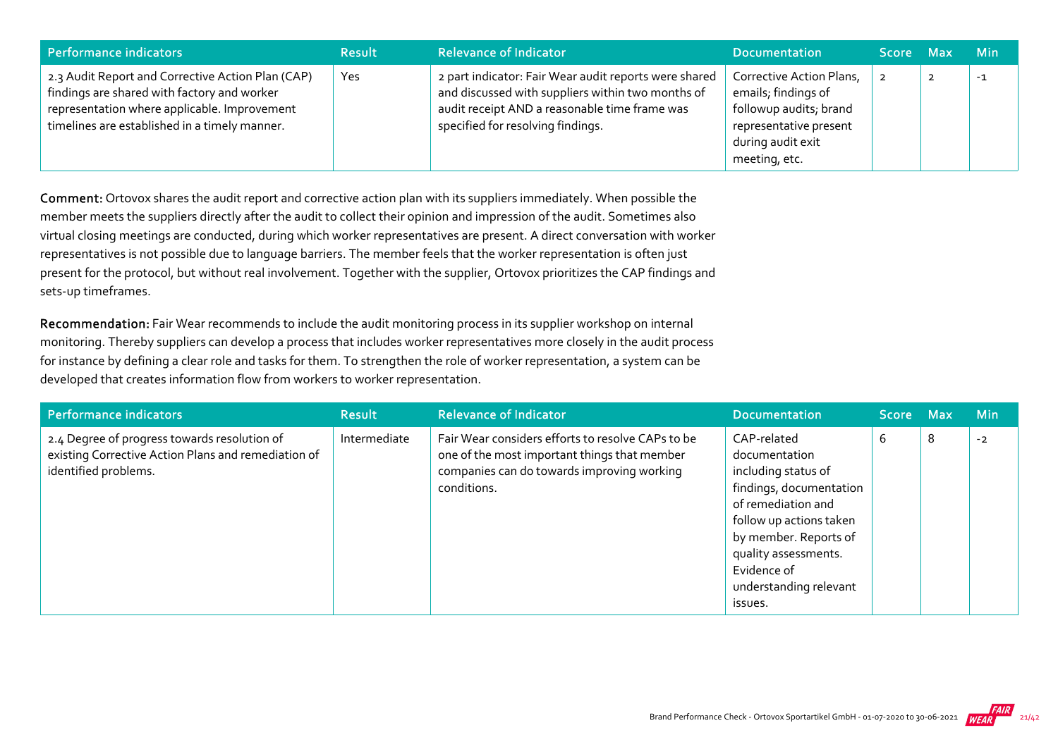| Performance indicators | Result | Relevance of Indicator | Documentation | Score | Max | Min |
|---|---|---|---|---|---|---|
| 2.3 Audit Report and Corrective Action Plan (CAP) findings are shared with factory and worker representation where applicable. Improvement timelines are established in a timely manner. | Yes | 2 part indicator: Fair Wear audit reports were shared and discussed with suppliers within two months of audit receipt AND a reasonable time frame was specified for resolving findings. | Corrective Action Plans, emails; findings of followup audits; brand representative present during audit exit meeting, etc. | 2 | 2 | -1 |

**Comment:** Ortovox shares the audit report and corrective action plan with its suppliers immediately. When possible the member meets the suppliers directly after the audit to collect their opinion and impression of the audit. Sometimes also virtual closing meetings are conducted, during which worker representatives are present. A direct conversation with worker representatives is not possible due to language barriers. The member feels that the worker representation is often just present for the protocol, but without real involvement. Together with the supplier, Ortovox prioritizes the CAP findings and sets-up timeframes.

**Recommendation:** Fair Wear recommends to include the audit monitoring process in its supplier workshop on internal monitoring. Thereby suppliers can develop a process that includes worker representatives more closely in the audit process for instance by defining a clear role and tasks for them. To strengthen the role of worker representation, a system can be developed that creates information flow from workers to worker representation.

| Performance indicators | Result | Relevance of Indicator | Documentation | Score | Max | Min |
|---|---|---|---|---|---|---|
| 2.4 Degree of progress towards resolution of existing Corrective Action Plans and remediation of identified problems. | Intermediate | Fair Wear considers efforts to resolve CAPs to be one of the most important things that member companies can do towards improving working conditions. | CAP-related documentation including status of findings, documentation of remediation and follow up actions taken by member. Reports of quality assessments. Evidence of understanding relevant issues. | 6 | 8 | -2 |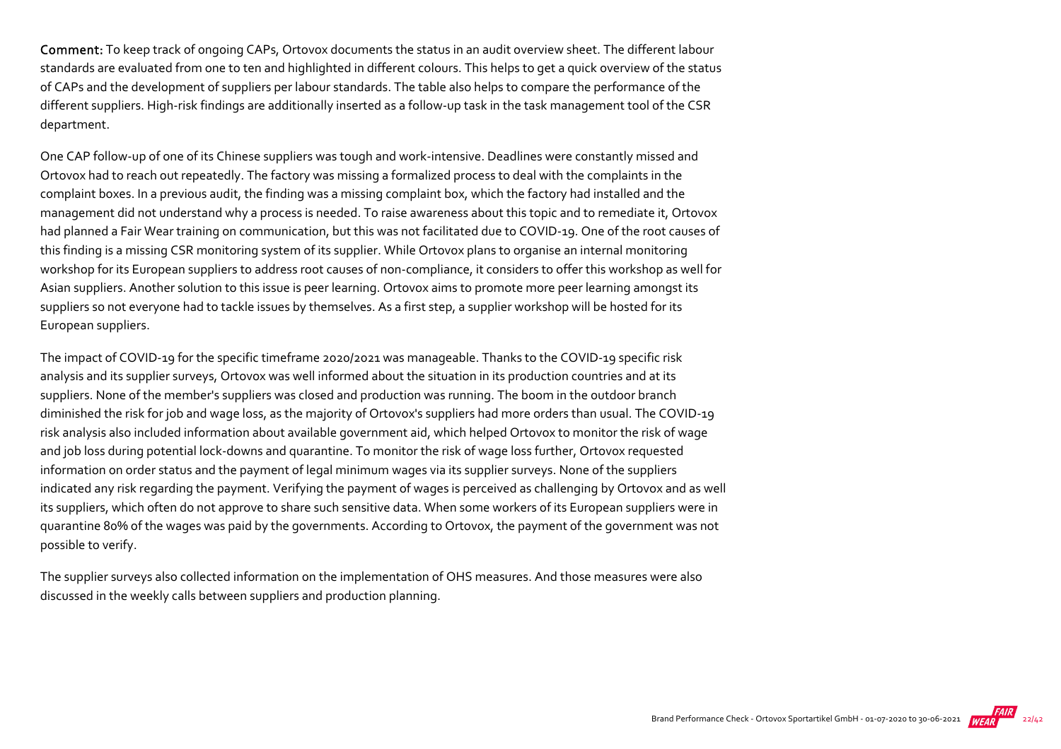**Comment:** To keep track of ongoing CAPs, Ortovox documents the status in an audit overview sheet. The different labour standards are evaluated from one to ten and highlighted in different colours. This helps to get a quick overview of the status of CAPs and the development of suppliers per labour standards. The table also helps to compare the performance of the different suppliers. High-risk findings are additionally inserted as a follow-up task in the task management tool of the CSR department.

One CAP follow-up of one of its Chinese suppliers was tough and work-intensive. Deadlines were constantly missed and Ortovox had to reach out repeatedly. The factory was missing a formalized process to deal with the complaints in the complaint boxes. In a previous audit, the finding was a missing complaint box, which the factory had installed and the management did not understand why a process is needed. To raise awareness about this topic and to remediate it, Ortovox had planned a Fair Wear training on communication, but this was not facilitated due to COVID-19. One of the root causes of this finding is a missing CSR monitoring system of its supplier. While Ortovox plans to organise an internal monitoring workshop for its European suppliers to address root causes of non-compliance, it considers to offer this workshop as well for Asian suppliers. Another solution to this issue is peer learning. Ortovox aims to promote more peer learning amongst its suppliers so not everyone had to tackle issues by themselves. As a first step, a supplier workshop will be hosted for its European suppliers.

The impact of COVID-19 for the specific timeframe 2020/2021 was manageable. Thanks to the COVID-19 specific risk analysis and its supplier surveys, Ortovox was well informed about the situation in its production countries and at its suppliers. None of the member's suppliers was closed and production was running. The boom in the outdoor branch diminished the risk for job and wage loss, as the majority of Ortovox's suppliers had more orders than usual. The COVID-19 risk analysis also included information about available government aid, which helped Ortovox to monitor the risk of wage and job loss during potential lock-downs and quarantine. To monitor the risk of wage loss further, Ortovox requested information on order status and the payment of legal minimum wages via its supplier surveys. None of the suppliers indicated any risk regarding the payment. Verifying the payment of wages is perceived as challenging by Ortovox and as well its suppliers, which often do not approve to share such sensitive data. When some workers of its European suppliers were in quarantine 80% of the wages was paid by the governments. According to Ortovox, the payment of the government was not possible to verify.

The supplier surveys also collected information on the implementation of OHS measures. And those measures were also discussed in the weekly calls between suppliers and production planning.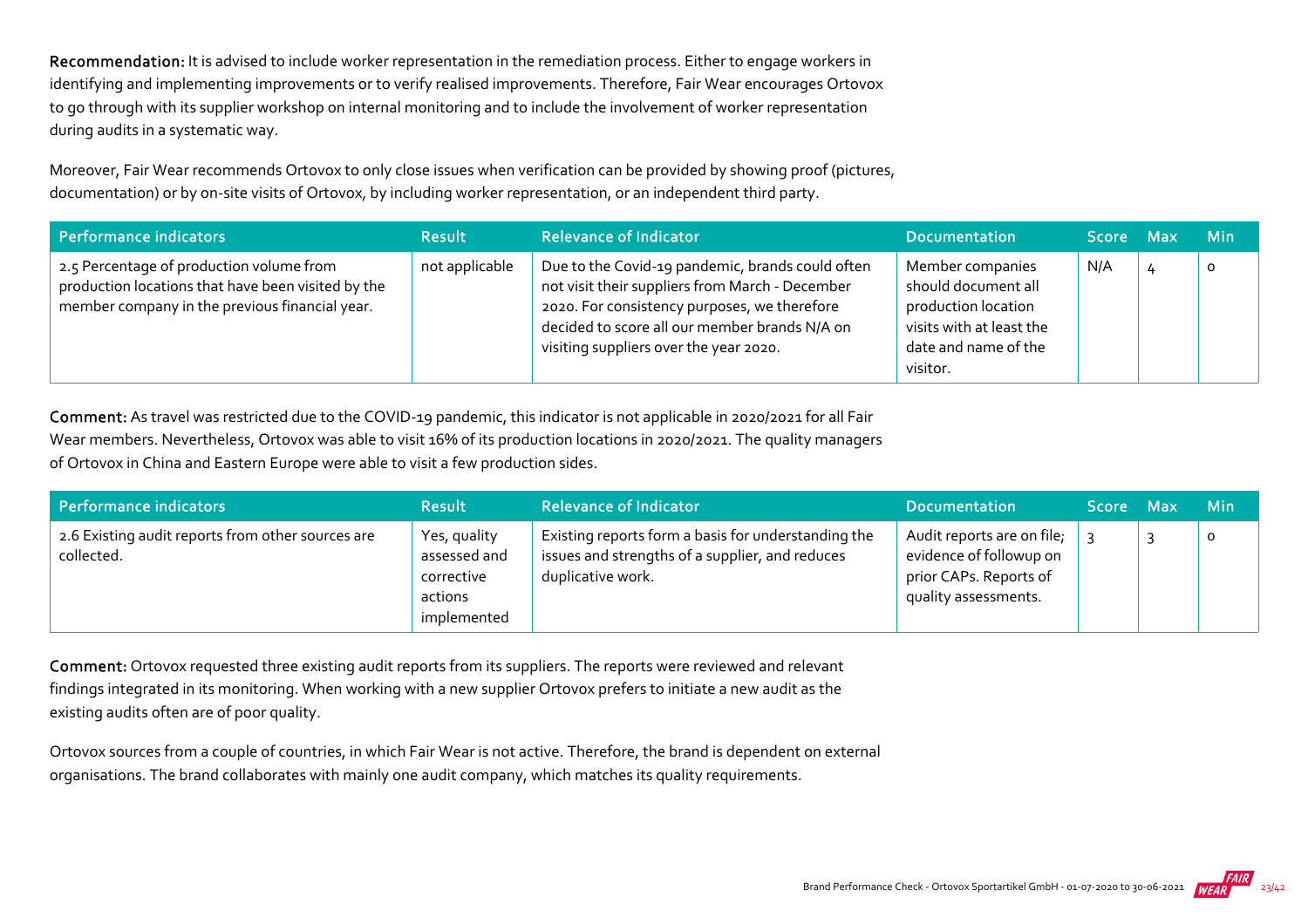**Recommendation:** It is advised to include worker representation in the remediation process. Either to engage workers in identifying and implementing improvements or to verify realised improvements. Therefore, Fair Wear encourages Ortovox to go through with its supplier workshop on internal monitoring and to include the involvement of worker representation during audits in a systematic way.

Moreover, Fair Wear recommends Ortovox to only close issues when verification can be provided by showing proof (pictures, documentation) or by on-site visits of Ortovox, by including worker representation, or an independent third party.

| Performance indicators | Result | Relevance of Indicator | Documentation | Score | Max | Min |
|---|---|---|---|---|---|---|
| 2.5 Percentage of production volume from production locations that have been visited by the member company in the previous financial year. | not applicable | Due to the Covid-19 pandemic, brands could often not visit their suppliers from March - December 2020. For consistency purposes, we therefore decided to score all our member brands N/A on visiting suppliers over the year 2020. | Member companies should document all production location visits with at least the date and name of the visitor. | N/A | 4 | 0 |

**Comment:** As travel was restricted due to the COVID-19 pandemic, this indicator is not applicable in 2020/2021 for all Fair Wear members. Nevertheless, Ortovox was able to visit 16% of its production locations in 2020/2021. The quality managers of Ortovox in China and Eastern Europe were able to visit a few production sides.

| Performance indicators | Result | Relevance of Indicator | Documentation | Score | Max | Min |
|---|---|---|---|---|---|---|
| 2.6 Existing audit reports from other sources are collected. | Yes, quality assessed and corrective actions implemented | Existing reports form a basis for understanding the issues and strengths of a supplier, and reduces duplicative work. | Audit reports are on file; evidence of followup on prior CAPs. Reports of quality assessments. | 3 | 3 | 0 |

**Comment:** Ortovox requested three existing audit reports from its suppliers. The reports were reviewed and relevant findings integrated in its monitoring. When working with a new supplier Ortovox prefers to initiate a new audit as the existing audits often are of poor quality.

Ortovox sources from a couple of countries, in which Fair Wear is not active. Therefore, the brand is dependent on external organisations. The brand collaborates with mainly one audit company, which matches its quality requirements.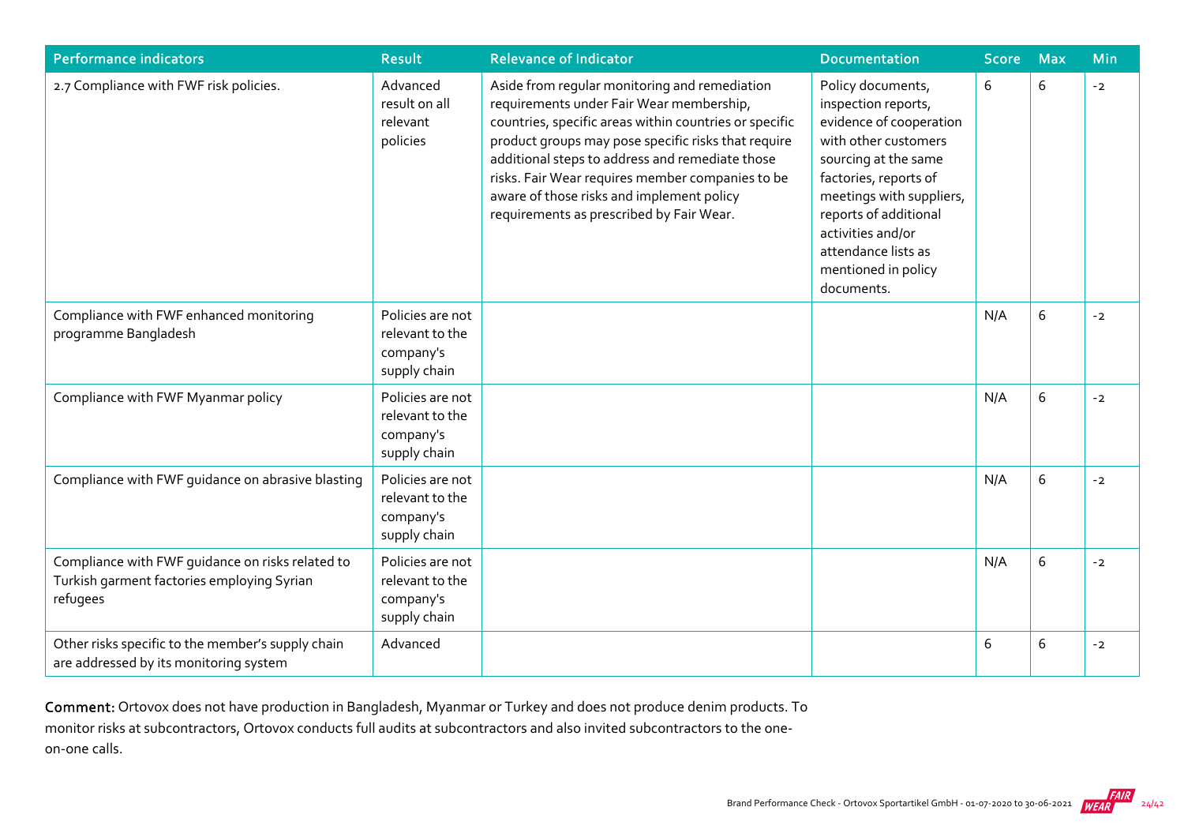| Performance indicators | Result | Relevance of Indicator | Documentation | Score | Max | Min |
|---|---|---|---|---|---|---|
| 2.7 Compliance with FWF risk policies. | Advanced result on all relevant policies | Aside from regular monitoring and remediation requirements under Fair Wear membership, countries, specific areas within countries or specific product groups may pose specific risks that require additional steps to address and remediate those risks. Fair Wear requires member companies to be aware of those risks and implement policy requirements as prescribed by Fair Wear. | Policy documents, inspection reports, evidence of cooperation with other customers sourcing at the same factories, reports of meetings with suppliers, reports of additional activities and/or attendance lists as mentioned in policy documents. | 6 | 6 | -2 |
| Compliance with FWF enhanced monitoring programme Bangladesh | Policies are not relevant to the company's supply chain | | | N/A | 6 | -2 |
| Compliance with FWF Myanmar policy | Policies are not relevant to the company's supply chain | | | N/A | 6 | -2 |
| Compliance with FWF guidance on abrasive blasting | Policies are not relevant to the company's supply chain | | | N/A | 6 | -2 |
| Compliance with FWF guidance on risks related to Turkish garment factories employing Syrian refugees | Policies are not relevant to the company's supply chain | | | N/A | 6 | -2 |
| Other risks specific to the member's supply chain are addressed by its monitoring system | Advanced | | | 6 | 6 | -2 |

**Comment:** Ortovox does not have production in Bangladesh, Myanmar or Turkey and does not produce denim products. To monitor risks at subcontractors, Ortovox conducts full audits at subcontractors and also invited subcontractors to the one-on-one calls.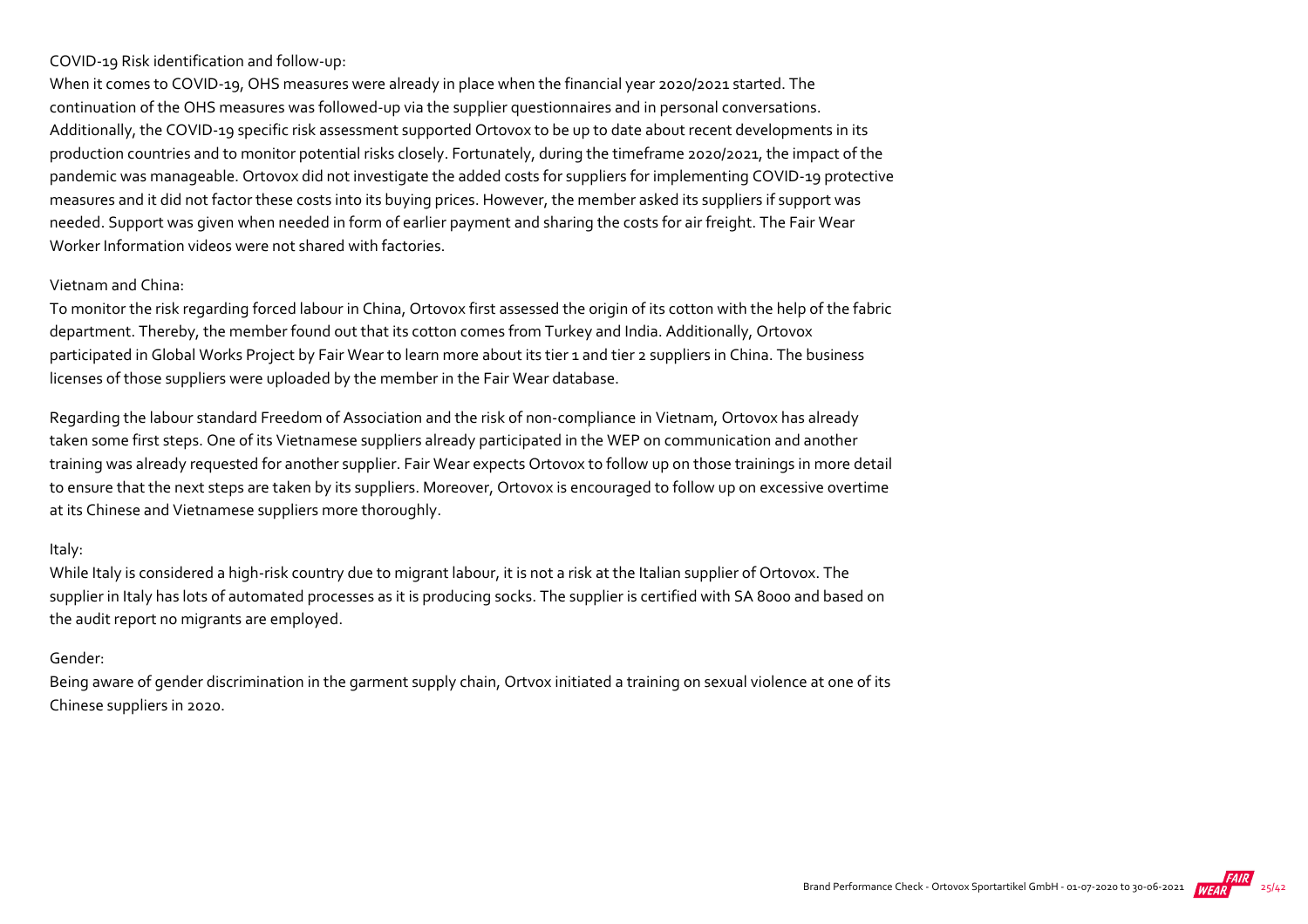COVID-19 Risk identification and follow-up:

When it comes to COVID-19, OHS measures were already in place when the financial year 2020/2021 started. The continuation of the OHS measures was followed-up via the supplier questionnaires and in personal conversations. Additionally, the COVID-19 specific risk assessment supported Ortovox to be up to date about recent developments in its production countries and to monitor potential risks closely. Fortunately, during the timeframe 2020/2021, the impact of the pandemic was manageable. Ortovox did not investigate the added costs for suppliers for implementing COVID-19 protective measures and it did not factor these costs into its buying prices. However, the member asked its suppliers if support was needed. Support was given when needed in form of earlier payment and sharing the costs for air freight. The Fair Wear Worker Information videos were not shared with factories.

Vietnam and China:

To monitor the risk regarding forced labour in China, Ortovox first assessed the origin of its cotton with the help of the fabric department. Thereby, the member found out that its cotton comes from Turkey and India. Additionally, Ortovox participated in Global Works Project by Fair Wear to learn more about its tier 1 and tier 2 suppliers in China. The business licenses of those suppliers were uploaded by the member in the Fair Wear database.

Regarding the labour standard Freedom of Association and the risk of non-compliance in Vietnam, Ortovox has already taken some first steps. One of its Vietnamese suppliers already participated in the WEP on communication and another training was already requested for another supplier. Fair Wear expects Ortovox to follow up on those trainings in more detail to ensure that the next steps are taken by its suppliers. Moreover, Ortovox is encouraged to follow up on excessive overtime at its Chinese and Vietnamese suppliers more thoroughly.

Italy:

While Italy is considered a high-risk country due to migrant labour, it is not a risk at the Italian supplier of Ortovox. The supplier in Italy has lots of automated processes as it is producing socks. The supplier is certified with SA 8000 and based on the audit report no migrants are employed.

Gender:

Being aware of gender discrimination in the garment supply chain, Ortvox initiated a training on sexual violence at one of its Chinese suppliers in 2020.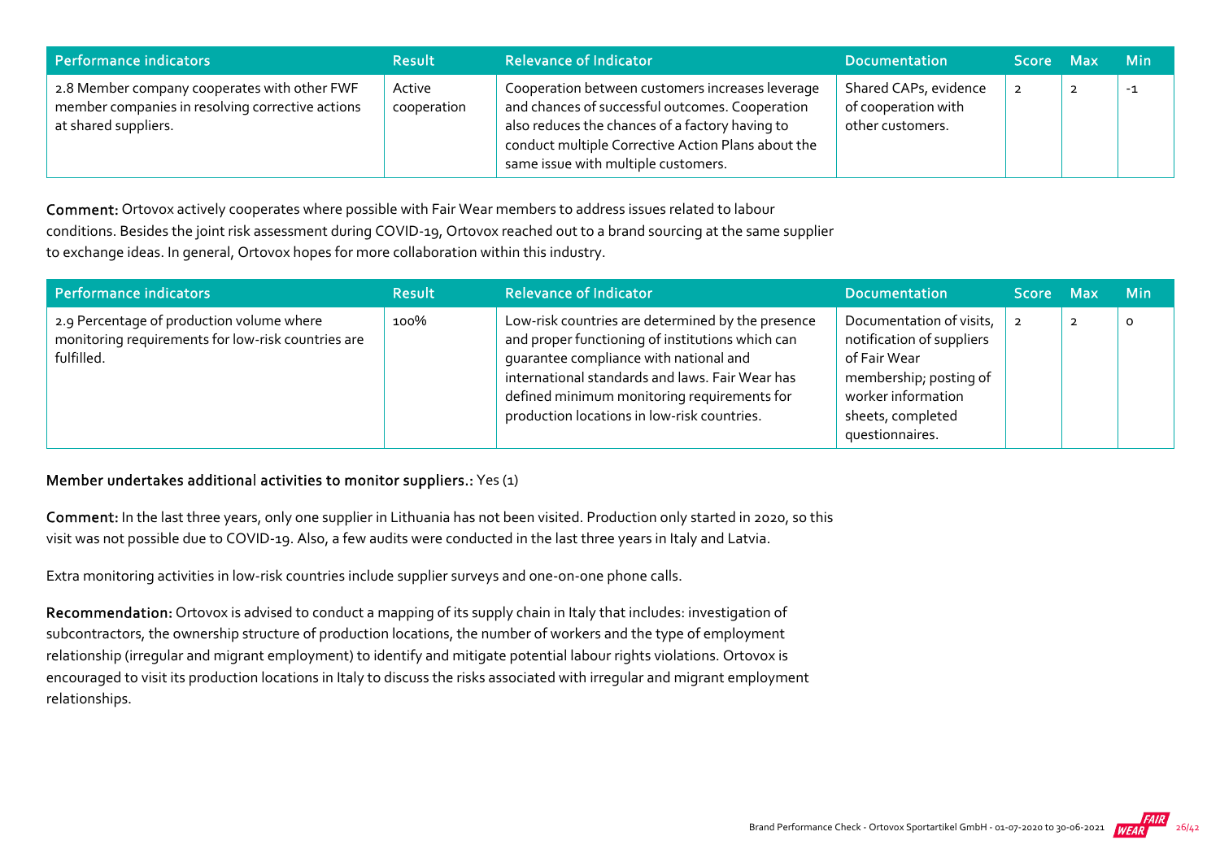| Performance indicators | Result | Relevance of Indicator | Documentation | Score | Max | Min |
|---|---|---|---|---|---|---|
| 2.8 Member company cooperates with other FWF member companies in resolving corrective actions at shared suppliers. | Active cooperation | Cooperation between customers increases leverage and chances of successful outcomes. Cooperation also reduces the chances of a factory having to conduct multiple Corrective Action Plans about the same issue with multiple customers. | Shared CAPs, evidence of cooperation with other customers. | 2 | 2 | -1 |

**Comment:** Ortovox actively cooperates where possible with Fair Wear members to address issues related to labour conditions. Besides the joint risk assessment during COVID-19, Ortovox reached out to a brand sourcing at the same supplier to exchange ideas. In general, Ortovox hopes for more collaboration within this industry.

| Performance indicators | Result | Relevance of Indicator | Documentation | Score | Max | Min |
|---|---|---|---|---|---|---|
| 2.9 Percentage of production volume where monitoring requirements for low-risk countries are fulfilled. | 100% | Low-risk countries are determined by the presence and proper functioning of institutions which can guarantee compliance with national and international standards and laws. Fair Wear has defined minimum monitoring requirements for production locations in low-risk countries. | Documentation of visits, notification of suppliers of Fair Wear membership; posting of worker information sheets, completed questionnaires. | 2 | 2 | 0 |

**Member undertakes additional activities to monitor suppliers.:** Yes (1)

**Comment:** In the last three years, only one supplier in Lithuania has not been visited. Production only started in 2020, so this visit was not possible due to COVID-19. Also, a few audits were conducted in the last three years in Italy and Latvia.

Extra monitoring activities in low-risk countries include supplier surveys and one-on-one phone calls.

**Recommendation:** Ortovox is advised to conduct a mapping of its supply chain in Italy that includes: investigation of subcontractors, the ownership structure of production locations, the number of workers and the type of employment relationship (irregular and migrant employment) to identify and mitigate potential labour rights violations. Ortovox is encouraged to visit its production locations in Italy to discuss the risks associated with irregular and migrant employment relationships.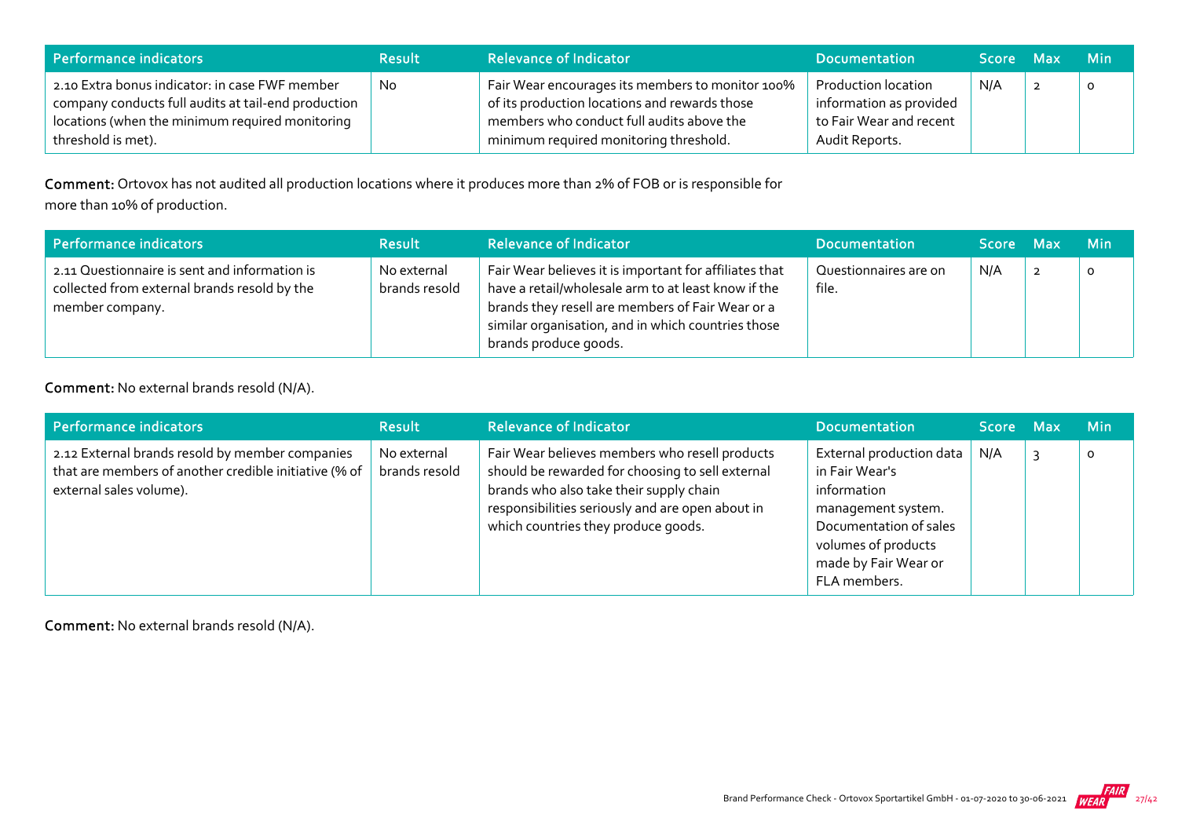| Performance indicators | Result | Relevance of Indicator | Documentation | Score | Max | Min |
| --- | --- | --- | --- | --- | --- | --- |
| 2.10 Extra bonus indicator: in case FWF member company conducts full audits at tail-end production locations (when the minimum required monitoring threshold is met). | No | Fair Wear encourages its members to monitor 100% of its production locations and rewards those members who conduct full audits above the minimum required monitoring threshold. | Production location information as provided to Fair Wear and recent Audit Reports. | N/A | 2 | 0 |

**Comment:** Ortovox has not audited all production locations where it produces more than 2% of FOB or is responsible for more than 10% of production.

| Performance indicators | Result | Relevance of Indicator | Documentation | Score | Max | Min |
| --- | --- | --- | --- | --- | --- | --- |
| 2.11 Questionnaire is sent and information is collected from external brands resold by the member company. | No external brands resold | Fair Wear believes it is important for affiliates that have a retail/wholesale arm to at least know if the brands they resell are members of Fair Wear or a similar organisation, and in which countries those brands produce goods. | Questionnaires are on file. | N/A | 2 | 0 |

**Comment:** No external brands resold (N/A).

| Performance indicators | Result | Relevance of Indicator | Documentation | Score | Max | Min |
| --- | --- | --- | --- | --- | --- | --- |
| 2.12 External brands resold by member companies that are members of another credible initiative (% of external sales volume). | No external brands resold | Fair Wear believes members who resell products should be rewarded for choosing to sell external brands who also take their supply chain responsibilities seriously and are open about in which countries they produce goods. | External production data in Fair Wear's information management system. Documentation of sales volumes of products made by Fair Wear or FLA members. | N/A | 3 | 0 |

**Comment:** No external brands resold (N/A).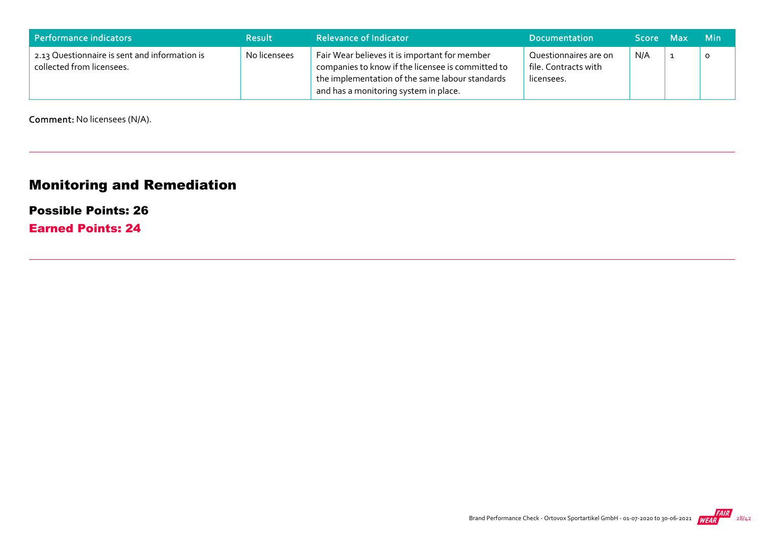| Performance indicators | Result | Relevance of Indicator | Documentation | Score | Max | Min |
|---|---|---|---|---|---|---|
| 2.13 Questionnaire is sent and information is collected from licensees. | No licensees | Fair Wear believes it is important for member companies to know if the licensee is committed to the implementation of the same labour standards and has a monitoring system in place. | Questionnaires are on file. Contracts with licensees. | N/A | 1 | 0 |

**Comment:** No licensees (N/A).

---

## Monitoring and Remediation

### Possible Points: 26

### Earned Points: 24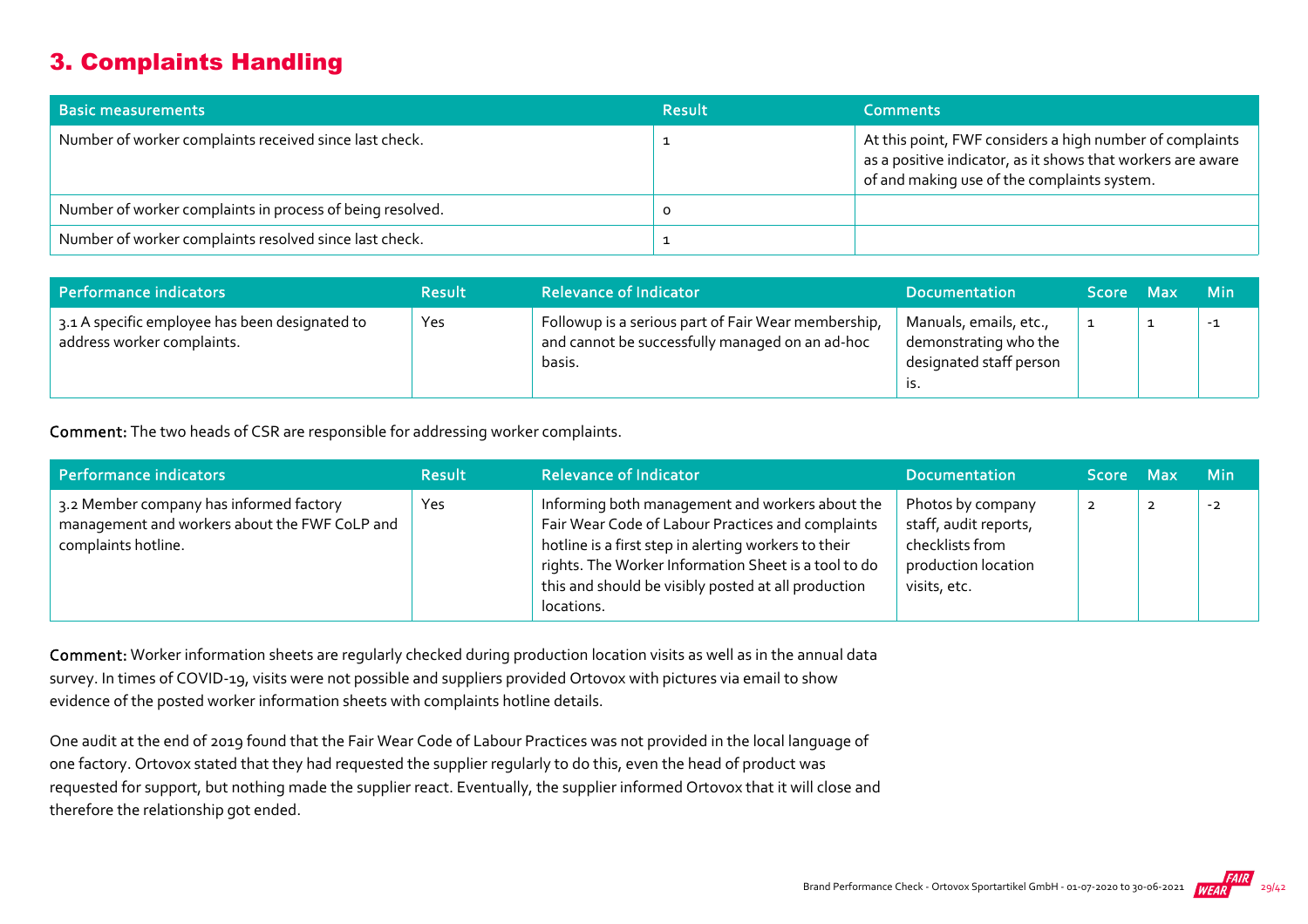## 3. Complaints Handling

| Basic measurements | Result | Comments |
|---|---|---|
| Number of worker complaints received since last check. | 1 | At this point, FWF considers a high number of complaints as a positive indicator, as it shows that workers are aware of and making use of the complaints system. |
| Number of worker complaints in process of being resolved. | 0 | |
| Number of worker complaints resolved since last check. | 1 | |

| Performance indicators | Result | Relevance of Indicator | Documentation | Score | Max | Min |
|---|---|---|---|---|---|---|
| 3.1 A specific employee has been designated to address worker complaints. | Yes | Followup is a serious part of Fair Wear membership, and cannot be successfully managed on an ad-hoc basis. | Manuals, emails, etc., demonstrating who the designated staff person is. | 1 | 1 | -1 |

**Comment:** The two heads of CSR are responsible for addressing worker complaints.

| Performance indicators | Result | Relevance of Indicator | Documentation | Score | Max | Min |
|---|---|---|---|---|---|---|
| 3.2 Member company has informed factory management and workers about the FWF CoLP and complaints hotline. | Yes | Informing both management and workers about the Fair Wear Code of Labour Practices and complaints hotline is a first step in alerting workers to their rights. The Worker Information Sheet is a tool to do this and should be visibly posted at all production locations. | Photos by company staff, audit reports, checklists from production location visits, etc. | 2 | 2 | -2 |

**Comment:** Worker information sheets are regularly checked during production location visits as well as in the annual data survey. In times of COVID-19, visits were not possible and suppliers provided Ortovox with pictures via email to show evidence of the posted worker information sheets with complaints hotline details.

One audit at the end of 2019 found that the Fair Wear Code of Labour Practices was not provided in the local language of one factory. Ortovox stated that they had requested the supplier regularly to do this, even the head of product was requested for support, but nothing made the supplier react. Eventually, the supplier informed Ortovox that it will close and therefore the relationship got ended.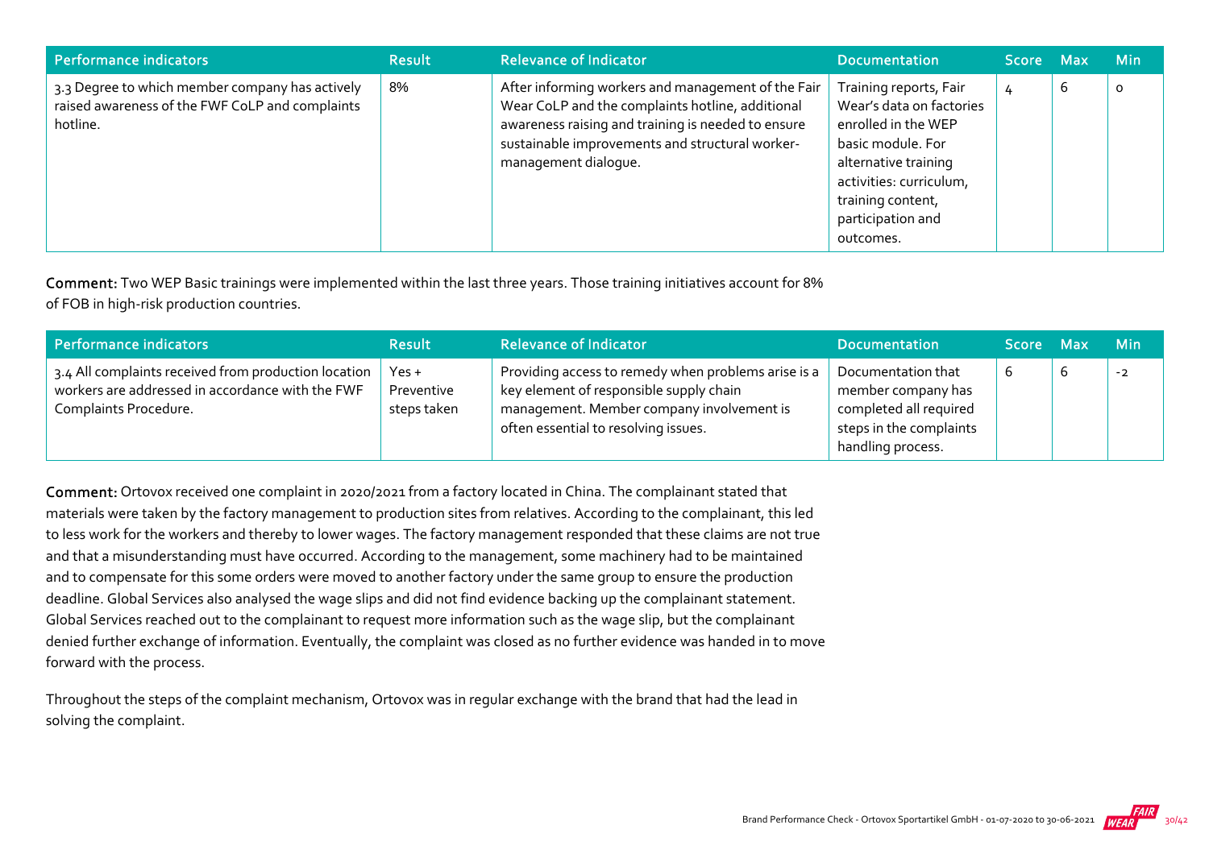| Performance indicators | Result | Relevance of Indicator | Documentation | Score | Max | Min |
|---|---|---|---|---|---|---|
| 3.3 Degree to which member company has actively raised awareness of the FWF CoLP and complaints hotline. | 8% | After informing workers and management of the Fair Wear CoLP and the complaints hotline, additional awareness raising and training is needed to ensure sustainable improvements and structural worker-management dialogue. | Training reports, Fair Wear's data on factories enrolled in the WEP basic module. For alternative training activities: curriculum, training content, participation and outcomes. | 4 | 6 | 0 |

**Comment:** Two WEP Basic trainings were implemented within the last three years. Those training initiatives account for 8% of FOB in high-risk production countries.

| Performance indicators | Result | Relevance of Indicator | Documentation | Score | Max | Min |
|---|---|---|---|---|---|---|
| 3.4 All complaints received from production location workers are addressed in accordance with the FWF Complaints Procedure. | Yes + Preventive steps taken | Providing access to remedy when problems arise is a key element of responsible supply chain management. Member company involvement is often essential to resolving issues. | Documentation that member company has completed all required steps in the complaints handling process. | 6 | 6 | -2 |

**Comment:** Ortovox received one complaint in 2020/2021 from a factory located in China. The complainant stated that materials were taken by the factory management to production sites from relatives. According to the complainant, this led to less work for the workers and thereby to lower wages. The factory management responded that these claims are not true and that a misunderstanding must have occurred. According to the management, some machinery had to be maintained and to compensate for this some orders were moved to another factory under the same group to ensure the production deadline. Global Services also analysed the wage slips and did not find evidence backing up the complainant statement. Global Services reached out to the complainant to request more information such as the wage slip, but the complainant denied further exchange of information. Eventually, the complaint was closed as no further evidence was handed in to move forward with the process.

Throughout the steps of the complaint mechanism, Ortovox was in regular exchange with the brand that had the lead in solving the complaint.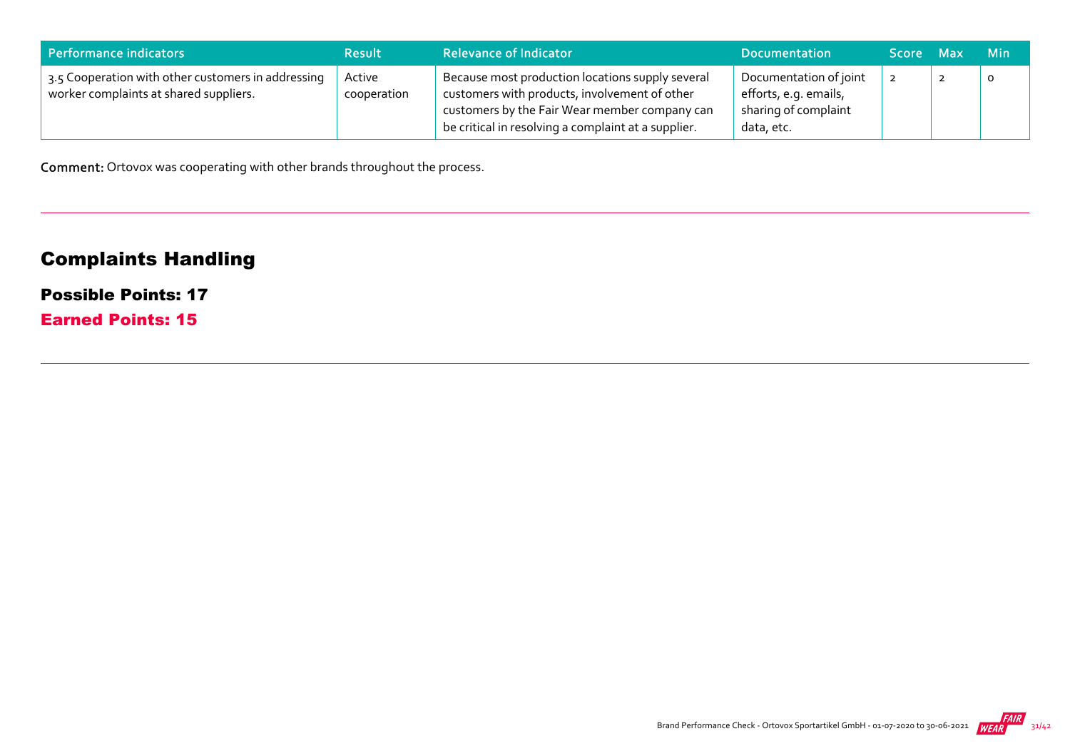| Performance indicators | Result | Relevance of Indicator | Documentation | Score | Max | Min |
|---|---|---|---|---|---|---|
| 3.5 Cooperation with other customers in addressing worker complaints at shared suppliers. | Active cooperation | Because most production locations supply several customers with products, involvement of other customers by the Fair Wear member company can be critical in resolving a complaint at a supplier. | Documentation of joint efforts, e.g. emails, sharing of complaint data, etc. | 2 | 2 | 0 |

**Comment:** Ortovox was cooperating with other brands throughout the process.

## Complaints Handling

### Possible Points: 17

### Earned Points: 15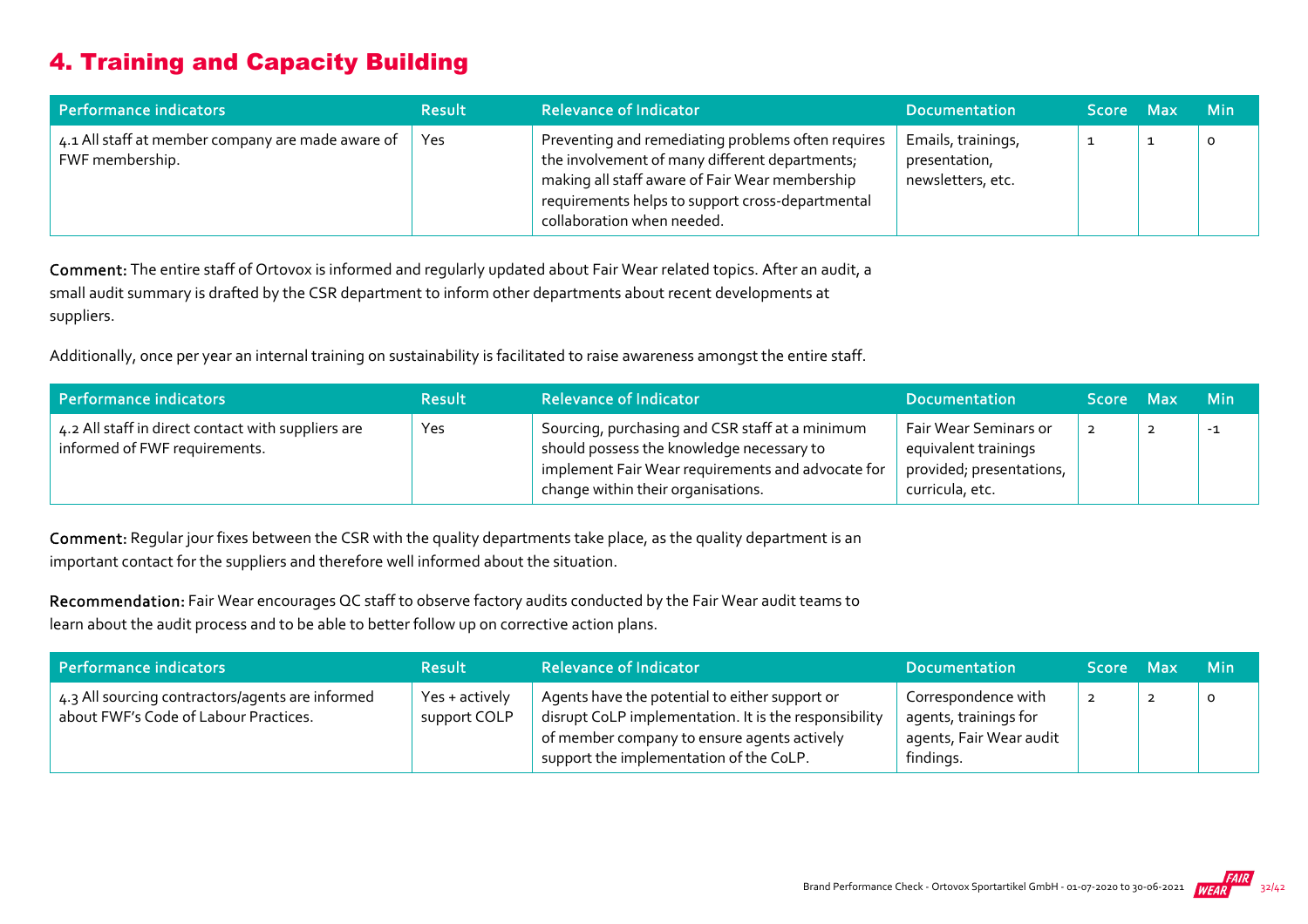# 4. Training and Capacity Building

| Performance indicators | Result | Relevance of Indicator | Documentation | Score | Max | Min |
|---|---|---|---|---|---|---|
| 4.1 All staff at member company are made aware of FWF membership. | Yes | Preventing and remediating problems often requires the involvement of many different departments; making all staff aware of Fair Wear membership requirements helps to support cross-departmental collaboration when needed. | Emails, trainings, presentation, newsletters, etc. | 1 | 1 | 0 |

**Comment:** The entire staff of Ortovox is informed and regularly updated about Fair Wear related topics. After an audit, a small audit summary is drafted by the CSR department to inform other departments about recent developments at suppliers.

Additionally, once per year an internal training on sustainability is facilitated to raise awareness amongst the entire staff.

| Performance indicators | Result | Relevance of Indicator | Documentation | Score | Max | Min |
|---|---|---|---|---|---|---|
| 4.2 All staff in direct contact with suppliers are informed of FWF requirements. | Yes | Sourcing, purchasing and CSR staff at a minimum should possess the knowledge necessary to implement Fair Wear requirements and advocate for change within their organisations. | Fair Wear Seminars or equivalent trainings provided; presentations, curricula, etc. | 2 | 2 | -1 |

**Comment:** Regular jour fixes between the CSR with the quality departments take place, as the quality department is an important contact for the suppliers and therefore well informed about the situation.

**Recommendation:** Fair Wear encourages QC staff to observe factory audits conducted by the Fair Wear audit teams to learn about the audit process and to be able to better follow up on corrective action plans.

| Performance indicators | Result | Relevance of Indicator | Documentation | Score | Max | Min |
|---|---|---|---|---|---|---|
| 4.3 All sourcing contractors/agents are informed about FWF's Code of Labour Practices. | Yes + actively support COLP | Agents have the potential to either support or disrupt CoLP implementation. It is the responsibility of member company to ensure agents actively support the implementation of the CoLP. | Correspondence with agents, trainings for agents, Fair Wear audit findings. | 2 | 2 | 0 |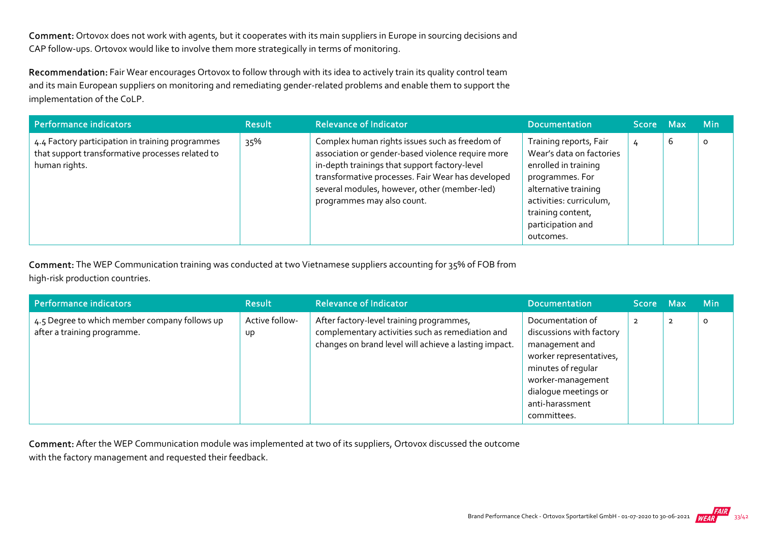**Comment:** Ortovox does not work with agents, but it cooperates with its main suppliers in Europe in sourcing decisions and CAP follow-ups. Ortovox would like to involve them more strategically in terms of monitoring.

**Recommendation:** Fair Wear encourages Ortovox to follow through with its idea to actively train its quality control team and its main European suppliers on monitoring and remediating gender-related problems and enable them to support the implementation of the CoLP.

| Performance indicators | Result | Relevance of Indicator | Documentation | Score | Max | Min |
|---|---|---|---|---|---|---|
| 4.4 Factory participation in training programmes that support transformative processes related to human rights. | 35% | Complex human rights issues such as freedom of association or gender-based violence require more in-depth trainings that support factory-level transformative processes. Fair Wear has developed several modules, however, other (member-led) programmes may also count. | Training reports, Fair Wear's data on factories enrolled in training programmes. For alternative training activities: curriculum, training content, participation and outcomes. | 4 | 6 | 0 |

**Comment:** The WEP Communication training was conducted at two Vietnamese suppliers accounting for 35% of FOB from high-risk production countries.

| Performance indicators | Result | Relevance of Indicator | Documentation | Score | Max | Min |
|---|---|---|---|---|---|---|
| 4.5 Degree to which member company follows up after a training programme. | Active follow-up | After factory-level training programmes, complementary activities such as remediation and changes on brand level will achieve a lasting impact. | Documentation of discussions with factory management and worker representatives, minutes of regular worker-management dialogue meetings or anti-harassment committees. | 2 | 2 | 0 |

**Comment:** After the WEP Communication module was implemented at two of its suppliers, Ortovox discussed the outcome with the factory management and requested their feedback.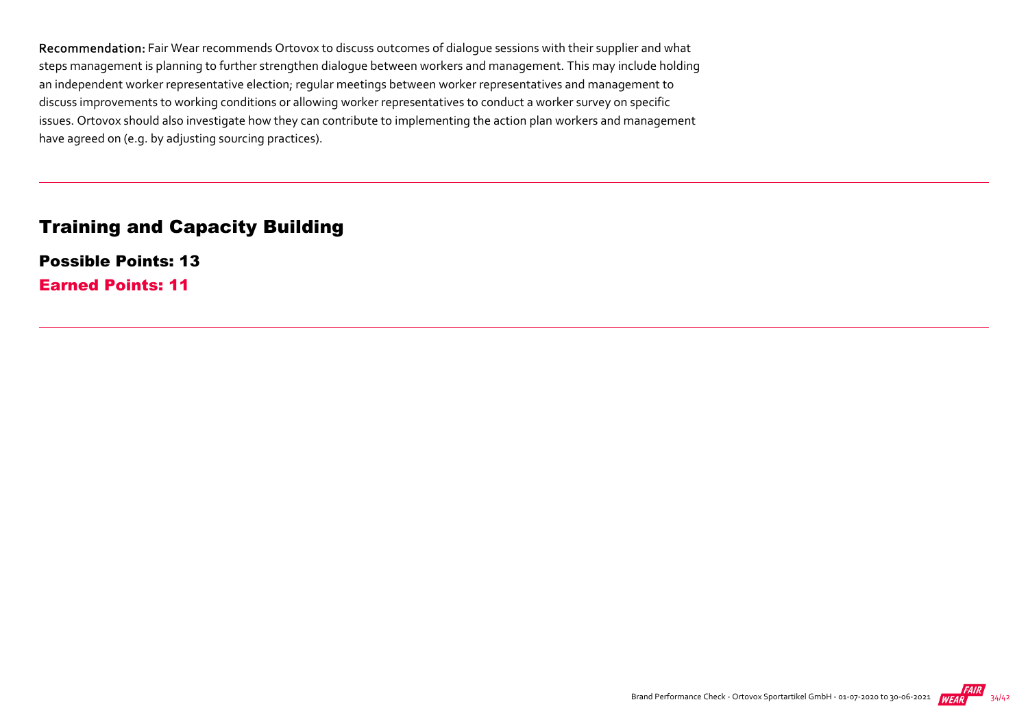**Recommendation:** Fair Wear recommends Ortovox to discuss outcomes of dialogue sessions with their supplier and what steps management is planning to further strengthen dialogue between workers and management. This may include holding an independent worker representative election; regular meetings between worker representatives and management to discuss improvements to working conditions or allowing worker representatives to conduct a worker survey on specific issues. Ortovox should also investigate how they can contribute to implementing the action plan workers and management have agreed on (e.g. by adjusting sourcing practices).

---

## Training and Capacity Building

**Possible Points: 13**

**Earned Points: 11**

---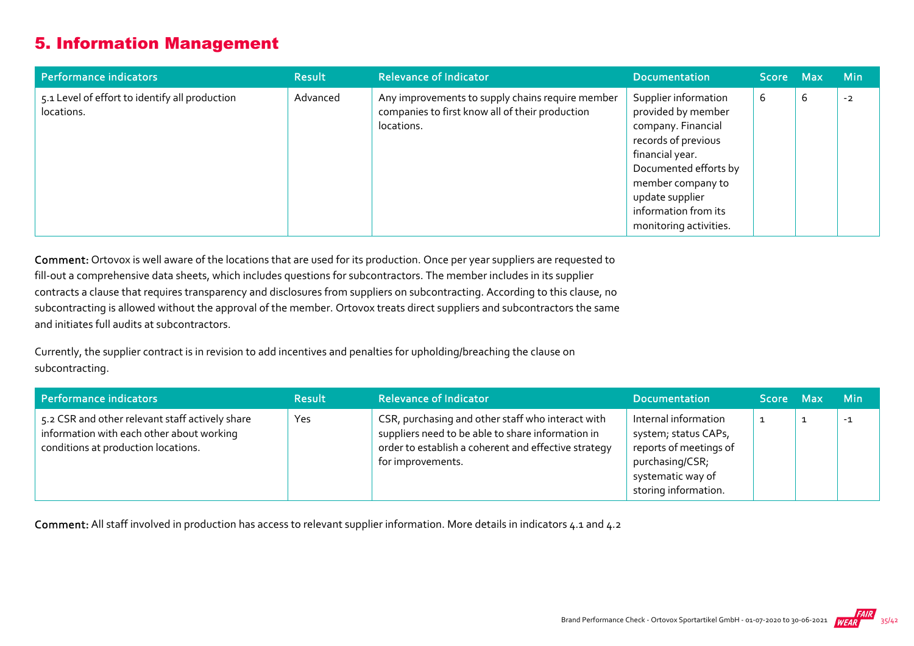## 5. Information Management

| Performance indicators | Result | Relevance of Indicator | Documentation | Score | Max | Min |
|---|---|---|---|---|---|---|
| 5.1 Level of effort to identify all production locations. | Advanced | Any improvements to supply chains require member companies to first know all of their production locations. | Supplier information provided by member company. Financial records of previous financial year. Documented efforts by member company to update supplier information from its monitoring activities. | 6 | 6 | -2 |

**Comment:** Ortovox is well aware of the locations that are used for its production. Once per year suppliers are requested to fill-out a comprehensive data sheets, which includes questions for subcontractors. The member includes in its supplier contracts a clause that requires transparency and disclosures from suppliers on subcontracting. According to this clause, no subcontracting is allowed without the approval of the member. Ortovox treats direct suppliers and subcontractors the same and initiates full audits at subcontractors.

Currently, the supplier contract is in revision to add incentives and penalties for upholding/breaching the clause on subcontracting.

| Performance indicators | Result | Relevance of Indicator | Documentation | Score | Max | Min |
|---|---|---|---|---|---|---|
| 5.2 CSR and other relevant staff actively share information with each other about working conditions at production locations. | Yes | CSR, purchasing and other staff who interact with suppliers need to be able to share information in order to establish a coherent and effective strategy for improvements. | Internal information system; status CAPs, reports of meetings of purchasing/CSR; systematic way of storing information. | 1 | 1 | -1 |

**Comment:** All staff involved in production has access to relevant supplier information. More details in indicators 4.1 and 4.2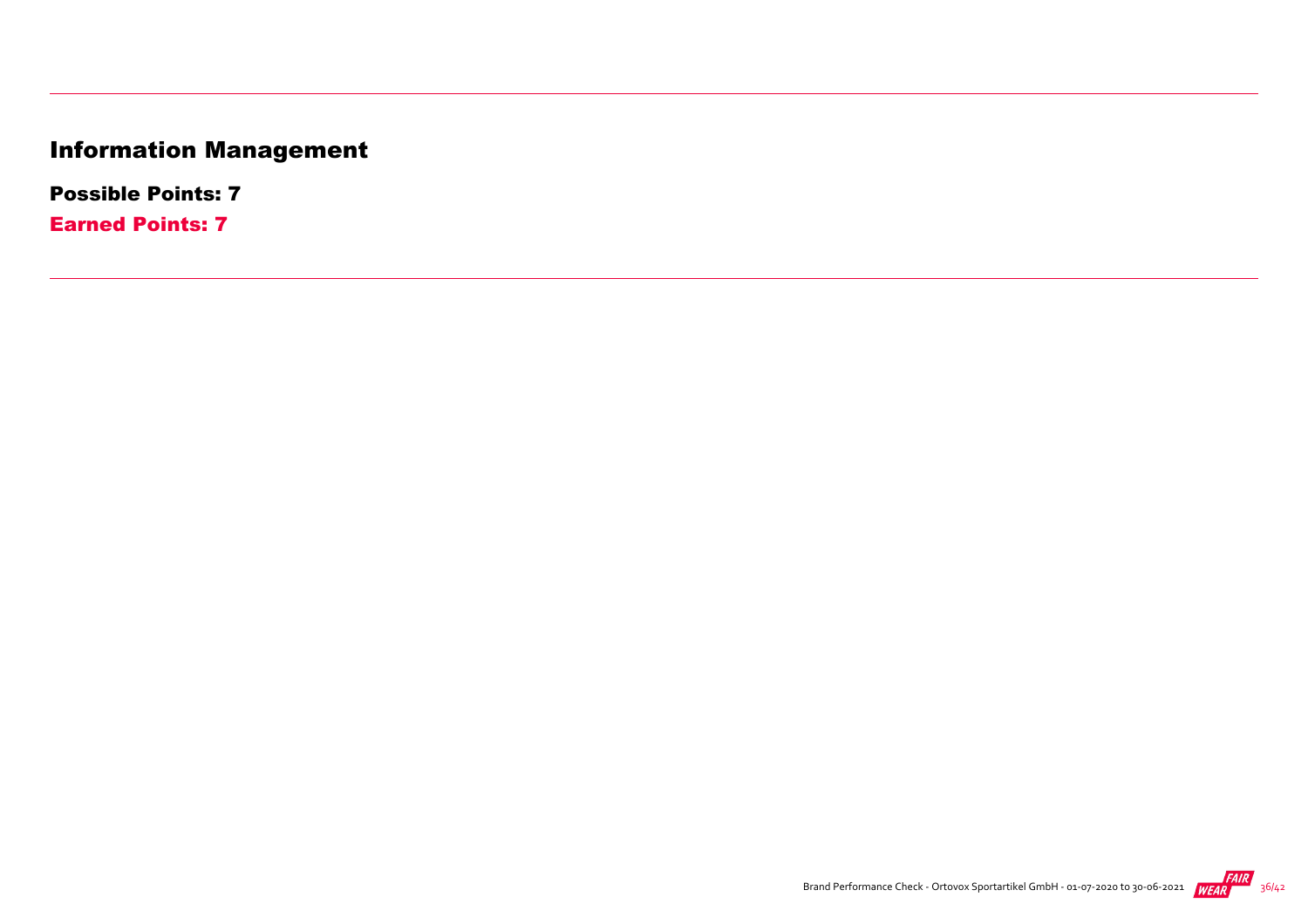# Information Management

**Possible Points: 7**

**Earned Points: 7**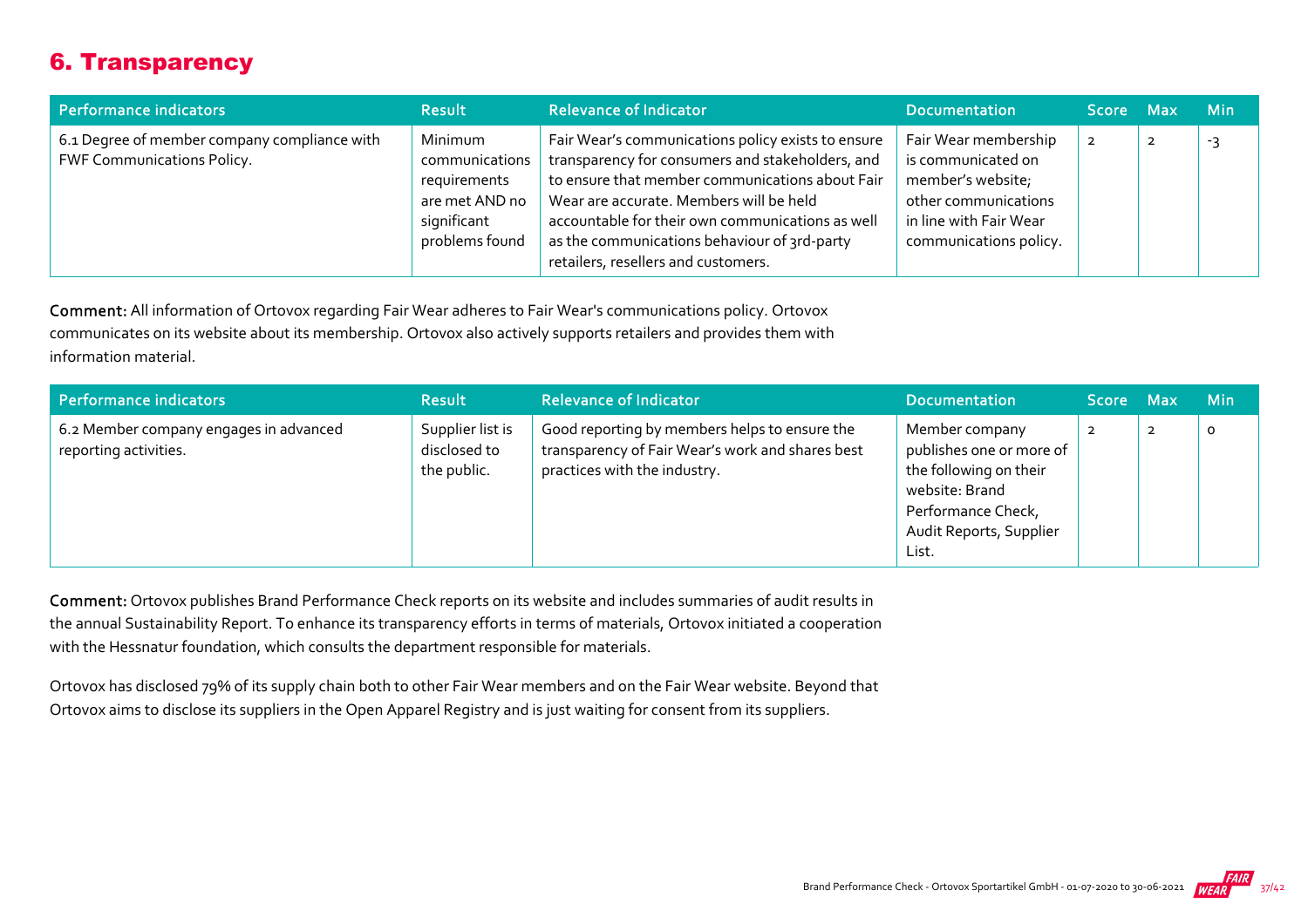# 6. Transparency

| Performance indicators | Result | Relevance of Indicator | Documentation | Score | Max | Min |
|---|---|---|---|---|---|---|
| 6.1 Degree of member company compliance with FWF Communications Policy. | Minimum communications requirements are met AND no significant problems found | Fair Wear's communications policy exists to ensure transparency for consumers and stakeholders, and to ensure that member communications about Fair Wear are accurate. Members will be held accountable for their own communications as well as the communications behaviour of 3rd-party retailers, resellers and customers. | Fair Wear membership is communicated on member's website; other communications in line with Fair Wear communications policy. | 2 | 2 | -3 |

**Comment:** All information of Ortovox regarding Fair Wear adheres to Fair Wear's communications policy. Ortovox communicates on its website about its membership. Ortovox also actively supports retailers and provides them with information material.

| Performance indicators | Result | Relevance of Indicator | Documentation | Score | Max | Min |
|---|---|---|---|---|---|---|
| 6.2 Member company engages in advanced reporting activities. | Supplier list is disclosed to the public. | Good reporting by members helps to ensure the transparency of Fair Wear's work and shares best practices with the industry. | Member company publishes one or more of the following on their website: Brand Performance Check, Audit Reports, Supplier List. | 2 | 2 | 0 |

**Comment:** Ortovox publishes Brand Performance Check reports on its website and includes summaries of audit results in the annual Sustainability Report. To enhance its transparency efforts in terms of materials, Ortovox initiated a cooperation with the Hessnatur foundation, which consults the department responsible for materials.

Ortovox has disclosed 79% of its supply chain both to other Fair Wear members and on the Fair Wear website. Beyond that Ortovox aims to disclose its suppliers in the Open Apparel Registry and is just waiting for consent from its suppliers.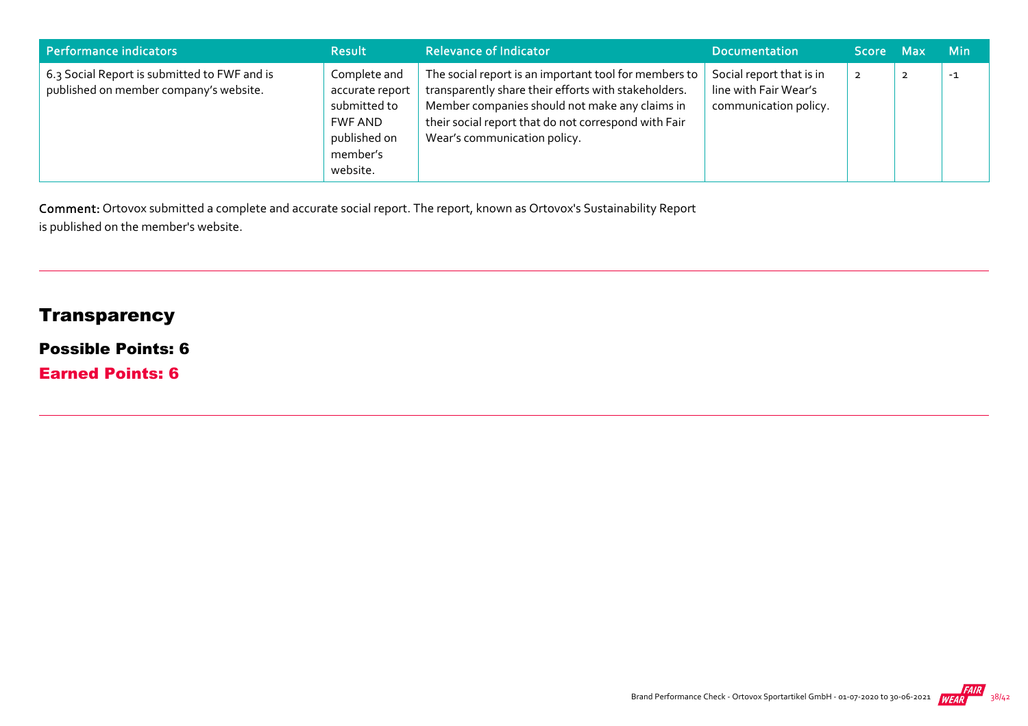| Performance indicators | Result | Relevance of Indicator | Documentation | Score | Max | Min |
|---|---|---|---|---|---|---|
| 6.3 Social Report is submitted to FWF and is published on member company's website. | Complete and accurate report submitted to FWF AND published on member's website. | The social report is an important tool for members to transparently share their efforts with stakeholders. Member companies should not make any claims in their social report that do not correspond with Fair Wear's communication policy. | Social report that is in line with Fair Wear's communication policy. | 2 | 2 | -1 |

**Comment:** Ortovox submitted a complete and accurate social report. The report, known as Ortovox's Sustainability Report is published on the member's website.

## Transparency

### Possible Points: 6

### Earned Points: 6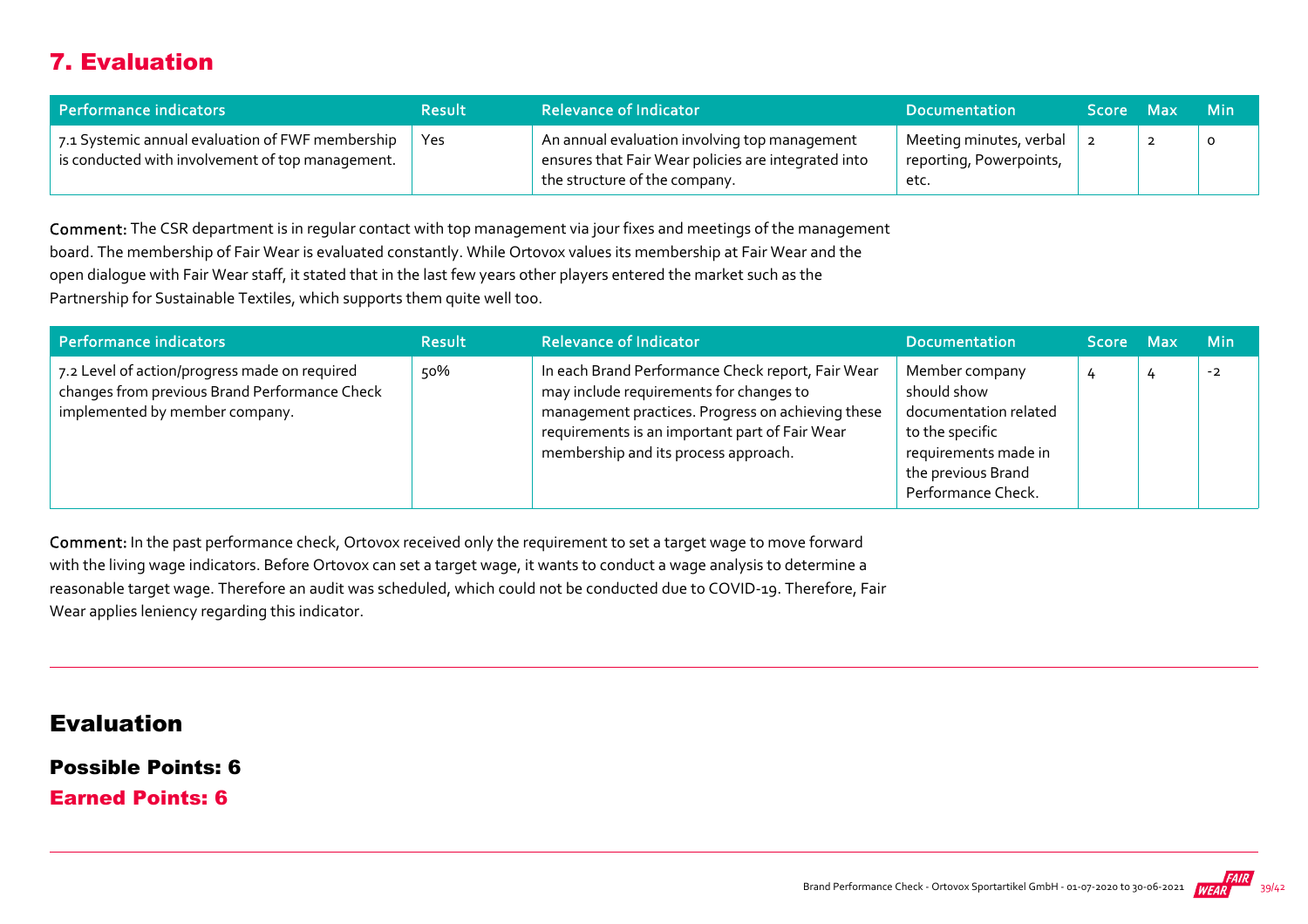## 7. Evaluation

| Performance indicators | Result | Relevance of Indicator | Documentation | Score | Max | Min |
|---|---|---|---|---|---|---|
| 7.1 Systemic annual evaluation of FWF membership is conducted with involvement of top management. | Yes | An annual evaluation involving top management ensures that Fair Wear policies are integrated into the structure of the company. | Meeting minutes, verbal reporting, Powerpoints, etc. | 2 | 2 | 0 |

**Comment:** The CSR department is in regular contact with top management via jour fixes and meetings of the management board. The membership of Fair Wear is evaluated constantly. While Ortovox values its membership at Fair Wear and the open dialogue with Fair Wear staff, it stated that in the last few years other players entered the market such as the Partnership for Sustainable Textiles, which supports them quite well too.

| Performance indicators | Result | Relevance of Indicator | Documentation | Score | Max | Min |
|---|---|---|---|---|---|---|
| 7.2 Level of action/progress made on required changes from previous Brand Performance Check implemented by member company. | 50% | In each Brand Performance Check report, Fair Wear may include requirements for changes to management practices. Progress on achieving these requirements is an important part of Fair Wear membership and its process approach. | Member company should show documentation related to the specific requirements made in the previous Brand Performance Check. | 4 | 4 | -2 |

**Comment:** In the past performance check, Ortovox received only the requirement to set a target wage to move forward with the living wage indicators. Before Ortovox can set a target wage, it wants to conduct a wage analysis to determine a reasonable target wage. Therefore an audit was scheduled, which could not be conducted due to COVID-19. Therefore, Fair Wear applies leniency regarding this indicator.

## Evaluation

### Possible Points: 6

### Earned Points: 6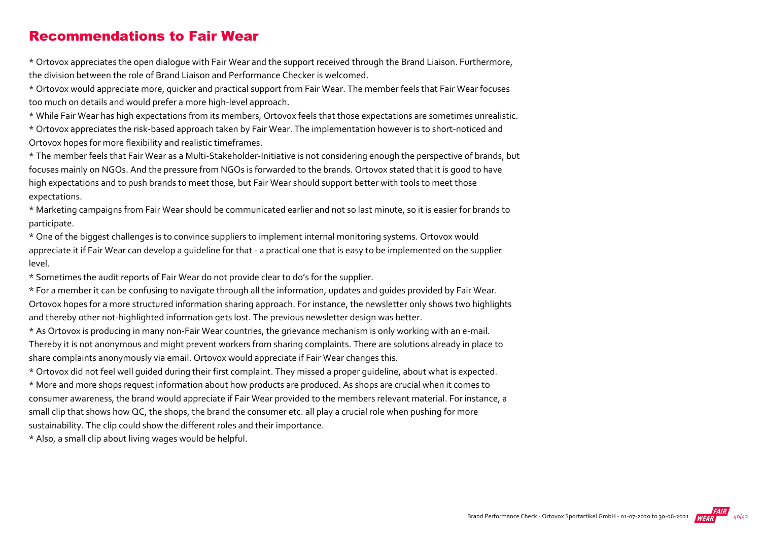## Recommendations to Fair Wear

* Ortovox appreciates the open dialogue with Fair Wear and the support received through the Brand Liaison. Furthermore, the division between the role of Brand Liaison and Performance Checker is welcomed.
* Ortovox would appreciate more, quicker and practical support from Fair Wear. The member feels that Fair Wear focuses too much on details and would prefer a more high-level approach.
* While Fair Wear has high expectations from its members, Ortovox feels that those expectations are sometimes unrealistic.
* Ortovox appreciates the risk-based approach taken by Fair Wear. The implementation however is to short-noticed and Ortovox hopes for more flexibility and realistic timeframes.
* The member feels that Fair Wear as a Multi-Stakeholder-Initiative is not considering enough the perspective of brands, but focuses mainly on NGOs. And the pressure from NGOs is forwarded to the brands. Ortovox stated that it is good to have high expectations and to push brands to meet those, but Fair Wear should support better with tools to meet those expectations.
* Marketing campaigns from Fair Wear should be communicated earlier and not so last minute, so it is easier for brands to participate.
* One of the biggest challenges is to convince suppliers to implement internal monitoring systems. Ortovox would appreciate it if Fair Wear can develop a guideline for that - a practical one that is easy to be implemented on the supplier level.
* Sometimes the audit reports of Fair Wear do not provide clear to do's for the supplier.
* For a member it can be confusing to navigate through all the information, updates and guides provided by Fair Wear. Ortovox hopes for a more structured information sharing approach. For instance, the newsletter only shows two highlights and thereby other not-highlighted information gets lost. The previous newsletter design was better.
* As Ortovox is producing in many non-Fair Wear countries, the grievance mechanism is only working with an e-mail. Thereby it is not anonymous and might prevent workers from sharing complaints. There are solutions already in place to share complaints anonymously via email. Ortovox would appreciate if Fair Wear changes this.
* Ortovox did not feel well guided during their first complaint. They missed a proper guideline, about what is expected.
* More and more shops request information about how products are produced. As shops are crucial when it comes to consumer awareness, the brand would appreciate if Fair Wear provided to the members relevant material. For instance, a small clip that shows how QC, the shops, the brand the consumer etc. all play a crucial role when pushing for more sustainability. The clip could show the different roles and their importance.
* Also, a small clip about living wages would be helpful.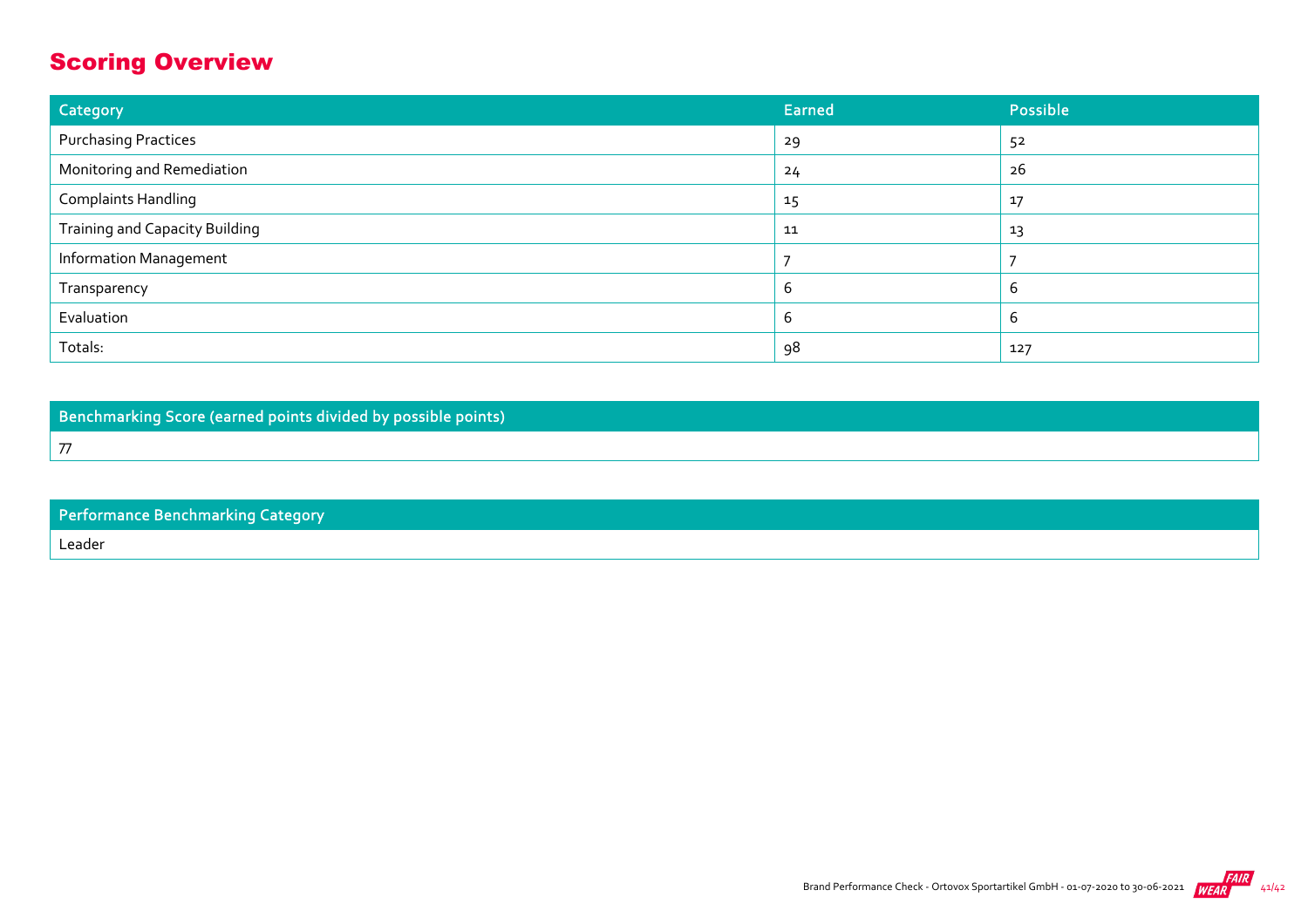## Scoring Overview

| Category | Earned | Possible |
|---|---|---|
| Purchasing Practices | 29 | 52 |
| Monitoring and Remediation | 24 | 26 |
| Complaints Handling | 15 | 17 |
| Training and Capacity Building | 11 | 13 |
| Information Management | 7 | 7 |
| Transparency | 6 | 6 |
| Evaluation | 6 | 6 |
| Totals: | 98 | 127 |

| Benchmarking Score (earned points divided by possible points) |
|---|
| 77 |

| Performance Benchmarking Category |
|---|
| Leader |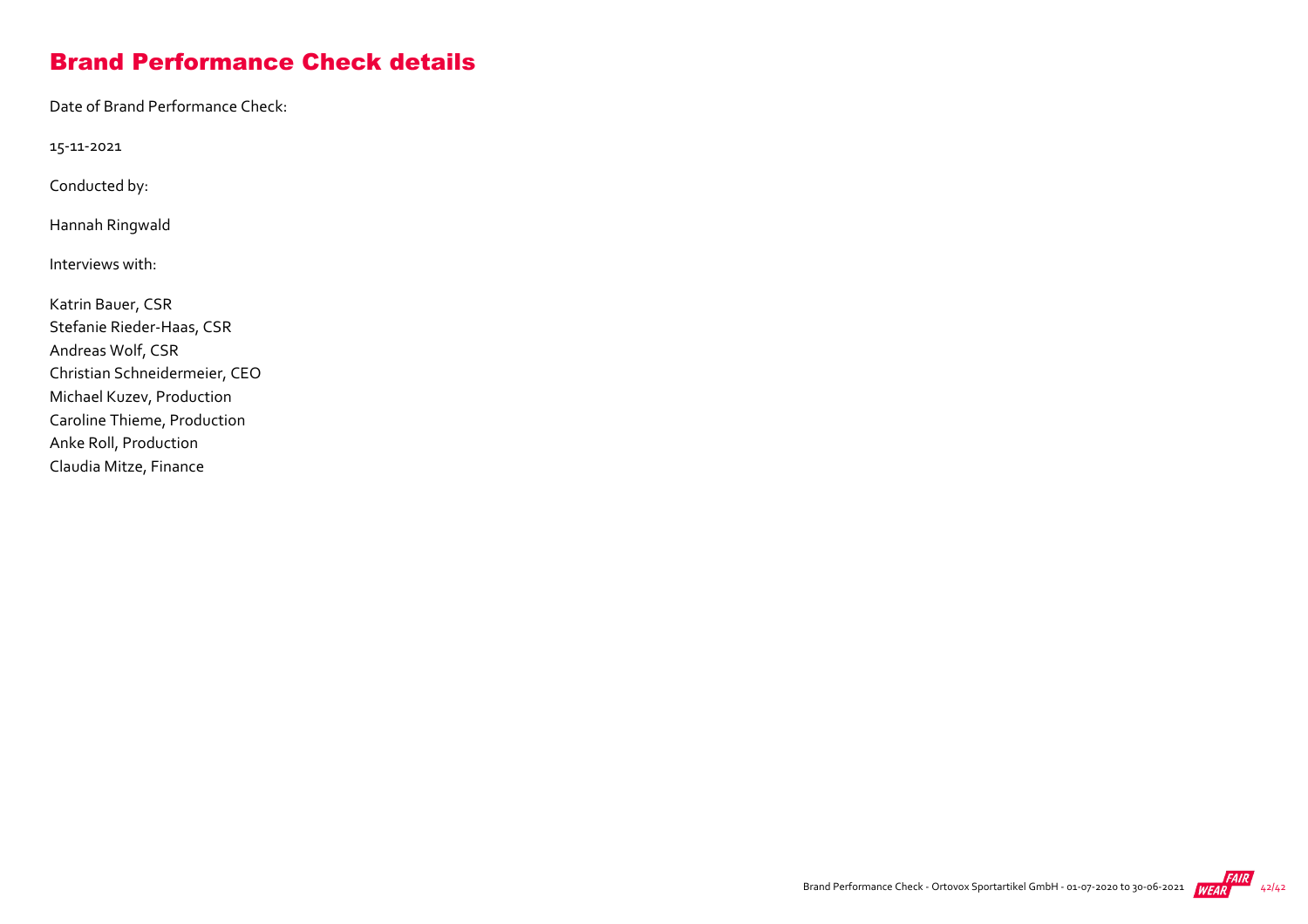## Brand Performance Check details

Date of Brand Performance Check:

15-11-2021

Conducted by:

Hannah Ringwald

Interviews with:

Katrin Bauer, CSR
Stefanie Rieder-Haas, CSR
Andreas Wolf, CSR
Christian Schneidermeier, CEO
Michael Kuzev, Production
Caroline Thieme, Production
Anke Roll, Production
Claudia Mitze, Finance